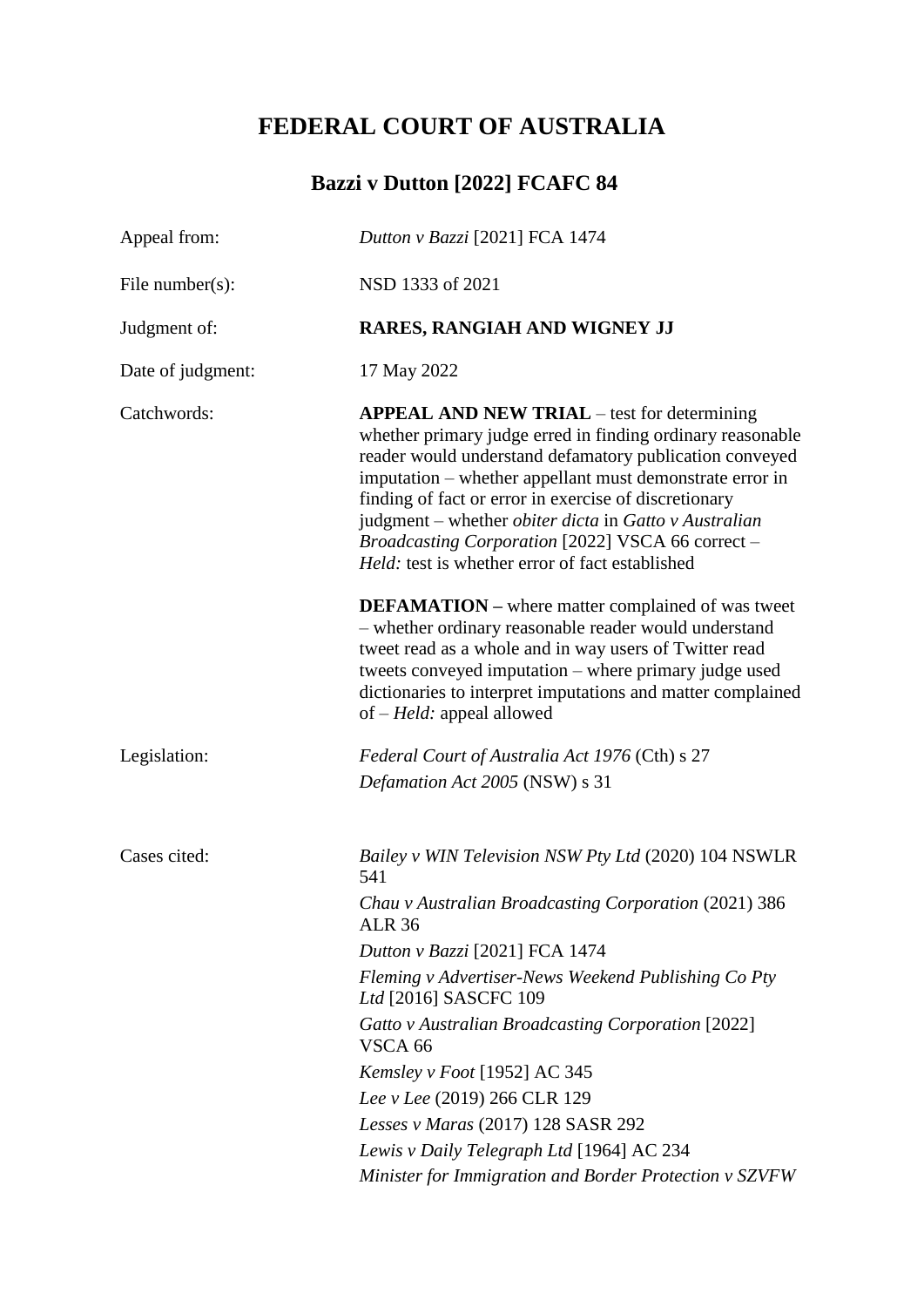# FEDERAL COURT OF AUSTRALIA

## Bazzi v Dutton [2022] FCAFC 84

| | |
|---|---|
| Appeal from: | *Dutton v Bazzi* [2021] FCA 1474 |
| File number(s): | NSD 1333 of 2021 |
| Judgment of: | **RARES, RANGIAH AND WIGNEY JJ** |
| Date of judgment: | 17 May 2022 |
| Catchwords: | **APPEAL AND NEW TRIAL** – test for determining whether primary judge erred in finding ordinary reasonable reader would understand defamatory publication conveyed imputation – whether appellant must demonstrate error in finding of fact or error in exercise of discretionary judgment – whether *obiter dicta* in *Gatto v Australian Broadcasting Corporation* [2022] VSCA 66 correct – *Held:* test is whether error of fact established<br><br>**DEFAMATION –** where matter complained of was tweet – whether ordinary reasonable reader would understand tweet read as a whole and in way users of Twitter read tweets conveyed imputation – where primary judge used dictionaries to interpret imputations and matter complained of – *Held:* appeal allowed |
| Legislation: | *Federal Court of Australia Act 1976* (Cth) s 27<br>*Defamation Act 2005* (NSW) s 31 |
| Cases cited: | *Bailey v WIN Television NSW Pty Ltd* (2020) 104 NSWLR 541<br>*Chau v Australian Broadcasting Corporation* (2021) 386 ALR 36<br>*Dutton v Bazzi* [2021] FCA 1474<br>*Fleming v Advertiser-News Weekend Publishing Co Pty Ltd* [2016] SASCFC 109<br>*Gatto v Australian Broadcasting Corporation* [2022] VSCA 66<br>*Kemsley v Foot* [1952] AC 345<br>*Lee v Lee* (2019) 266 CLR 129<br>*Lesses v Maras* (2017) 128 SASR 292<br>*Lewis v Daily Telegraph Ltd* [1964] AC 234<br>*Minister for Immigration and Border Protection v SZVFW* |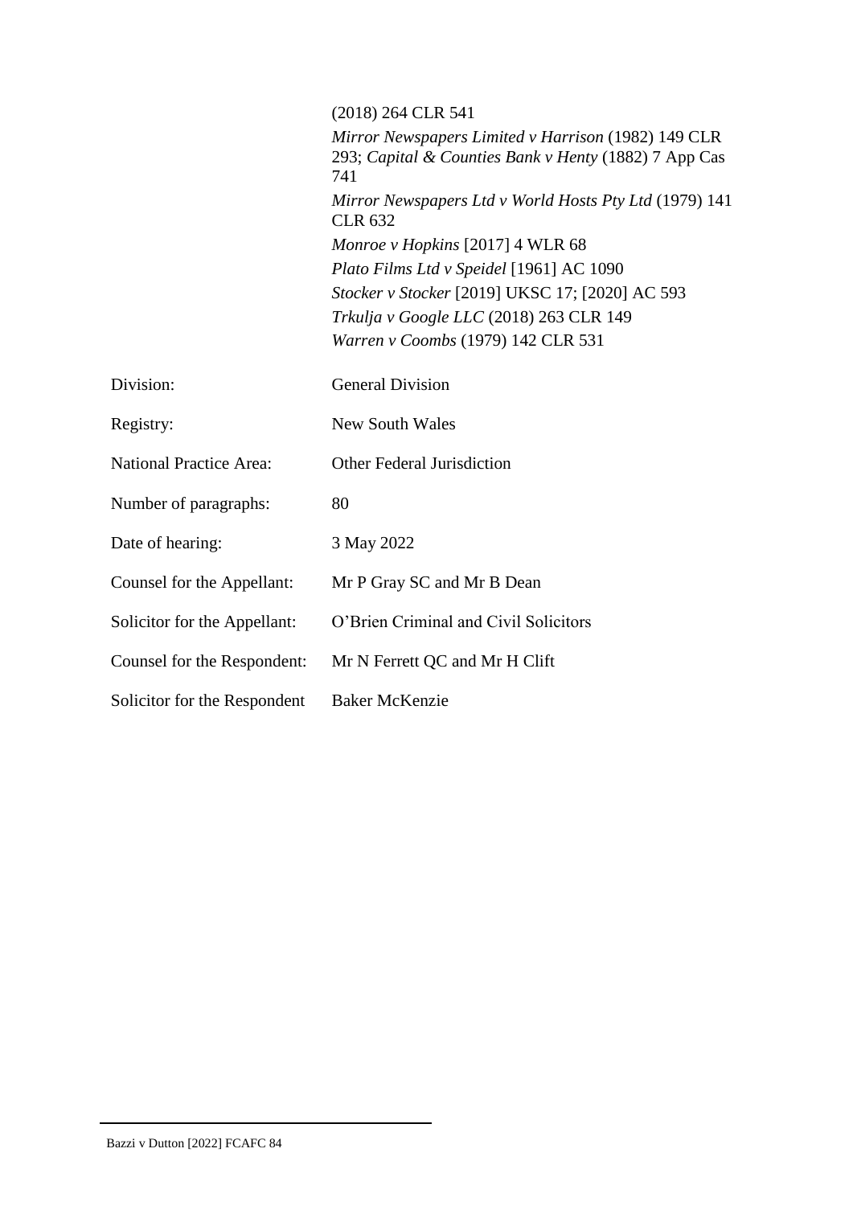(2018) 264 CLR 541

*Mirror Newspapers Limited v Harrison* (1982) 149 CLR 293; *Capital & Counties Bank v Henty* (1882) 7 App Cas 741

*Mirror Newspapers Ltd v World Hosts Pty Ltd* (1979) 141 CLR 632

*Monroe v Hopkins* [2017] 4 WLR 68

*Plato Films Ltd v Speidel* [1961] AC 1090

*Stocker v Stocker* [2019] UKSC 17; [2020] AC 593

*Trkulja v Google LLC* (2018) 263 CLR 149

*Warren v Coombs* (1979) 142 CLR 531

| | |
|---|---|
| Division: | General Division |
| Registry: | New South Wales |
| National Practice Area: | Other Federal Jurisdiction |
| Number of paragraphs: | 80 |
| Date of hearing: | 3 May 2022 |
| Counsel for the Appellant: | Mr P Gray SC and Mr B Dean |
| Solicitor for the Appellant: | O'Brien Criminal and Civil Solicitors |
| Counsel for the Respondent: | Mr N Ferrett QC and Mr H Clift |
| Solicitor for the Respondent | Baker McKenzie |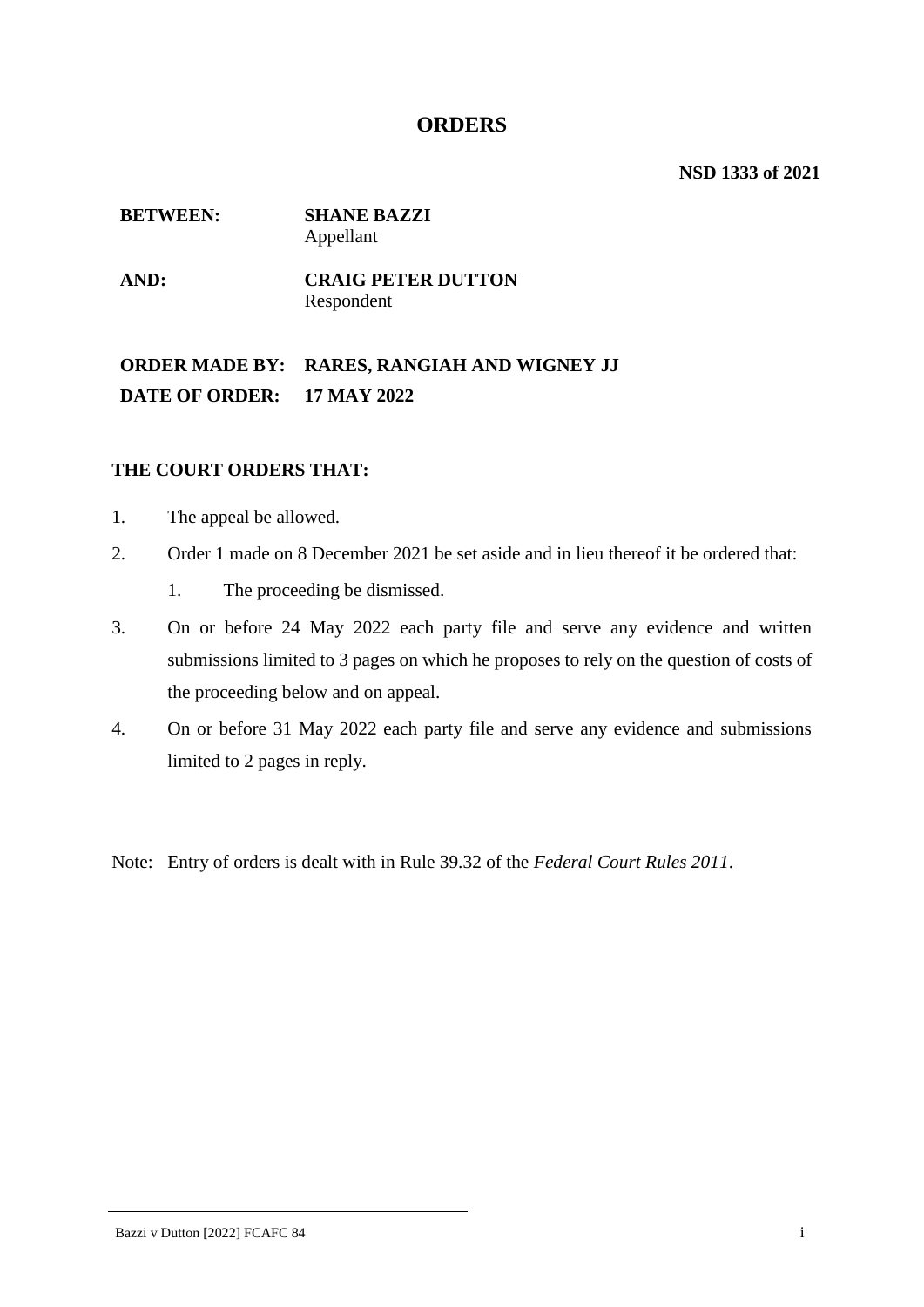# ORDERS

**NSD 1333 of 2021**

| | |
|---|---|
| **BETWEEN:** | **SHANE BAZZI**<br>Appellant |
| **AND:** | **CRAIG PETER DUTTON**<br>Respondent |

| | |
|---|---|
| **ORDER MADE BY:** | **RARES, RANGIAH AND WIGNEY JJ** |
| **DATE OF ORDER:** | **17 MAY 2022** |

**THE COURT ORDERS THAT:**

1. The appeal be allowed.

2. Order 1 made on 8 December 2021 be set aside and in lieu thereof it be ordered that:

   1. The proceeding be dismissed.

3. On or before 24 May 2022 each party file and serve any evidence and written submissions limited to 3 pages on which he proposes to rely on the question of costs of the proceeding below and on appeal.

4. On or before 31 May 2022 each party file and serve any evidence and submissions limited to 2 pages in reply.

Note: Entry of orders is dealt with in Rule 39.32 of the *Federal Court Rules 2011*.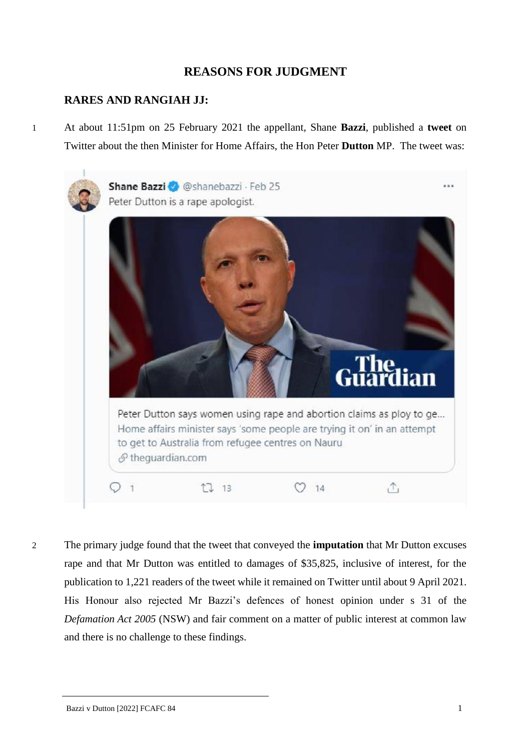## REASONS FOR JUDGMENT

### RARES AND RANGIAH JJ:

1 At about 11:51pm on 25 February 2021 the appellant, Shane **Bazzi**, published a **tweet** on Twitter about the then Minister for Home Affairs, the Hon Peter **Dutton** MP. The tweet was:

> Shane Bazzi @shanebazzi · Feb 25
>
> Peter Dutton is a rape apologist.
>
> Peter Dutton says women using rape and abortion claims as ploy to ge...
>
> Home affairs minister says 'some people are trying it on' in an attempt to get to Australia from refugee centres on Nauru
>
> theguardian.com

2 The primary judge found that the tweet that conveyed the **imputation** that Mr Dutton excuses rape and that Mr Dutton was entitled to damages of $35,825, inclusive of interest, for the publication to 1,221 readers of the tweet while it remained on Twitter until about 9 April 2021. His Honour also rejected Mr Bazzi's defences of honest opinion under s 31 of the *Defamation Act 2005* (NSW) and fair comment on a matter of public interest at common law and there is no challenge to these findings.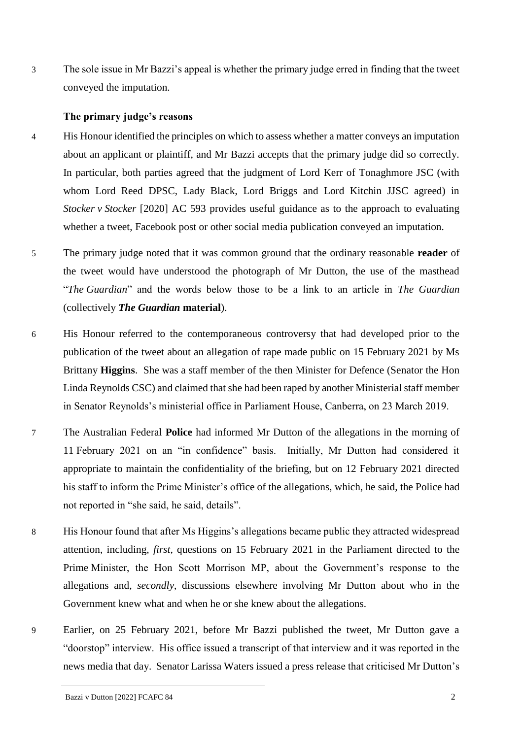3 The sole issue in Mr Bazzi's appeal is whether the primary judge erred in finding that the tweet conveyed the imputation.

### The primary judge's reasons

4 His Honour identified the principles on which to assess whether a matter conveys an imputation about an applicant or plaintiff, and Mr Bazzi accepts that the primary judge did so correctly. In particular, both parties agreed that the judgment of Lord Kerr of Tonaghmore JSC (with whom Lord Reed DPSC, Lady Black, Lord Briggs and Lord Kitchin JJSC agreed) in *Stocker v Stocker* [2020] AC 593 provides useful guidance as to the approach to evaluating whether a tweet, Facebook post or other social media publication conveyed an imputation.

5 The primary judge noted that it was common ground that the ordinary reasonable **reader** of the tweet would have understood the photograph of Mr Dutton, the use of the masthead "*The Guardian*" and the words below those to be a link to an article in *The Guardian* (collectively ***The Guardian* material**).

6 His Honour referred to the contemporaneous controversy that had developed prior to the publication of the tweet about an allegation of rape made public on 15 February 2021 by Ms Brittany **Higgins**. She was a staff member of the then Minister for Defence (Senator the Hon Linda Reynolds CSC) and claimed that she had been raped by another Ministerial staff member in Senator Reynolds's ministerial office in Parliament House, Canberra, on 23 March 2019.

7 The Australian Federal **Police** had informed Mr Dutton of the allegations in the morning of 11 February 2021 on an "in confidence" basis. Initially, Mr Dutton had considered it appropriate to maintain the confidentiality of the briefing, but on 12 February 2021 directed his staff to inform the Prime Minister's office of the allegations, which, he said, the Police had not reported in "she said, he said, details".

8 His Honour found that after Ms Higgins's allegations became public they attracted widespread attention, including, *first*, questions on 15 February 2021 in the Parliament directed to the Prime Minister, the Hon Scott Morrison MP, about the Government's response to the allegations and, *secondly*, discussions elsewhere involving Mr Dutton about who in the Government knew what and when he or she knew about the allegations.

9 Earlier, on 25 February 2021, before Mr Bazzi published the tweet, Mr Dutton gave a "doorstop" interview. His office issued a transcript of that interview and it was reported in the news media that day. Senator Larissa Waters issued a press release that criticised Mr Dutton's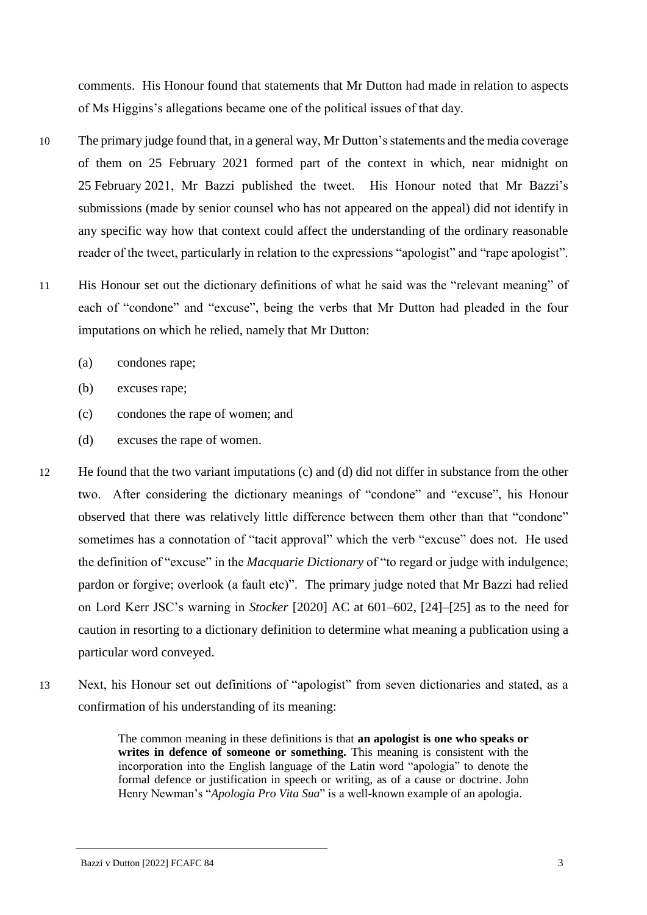comments. His Honour found that statements that Mr Dutton had made in relation to aspects of Ms Higgins's allegations became one of the political issues of that day.

10 The primary judge found that, in a general way, Mr Dutton's statements and the media coverage of them on 25 February 2021 formed part of the context in which, near midnight on 25 February 2021, Mr Bazzi published the tweet. His Honour noted that Mr Bazzi's submissions (made by senior counsel who has not appeared on the appeal) did not identify in any specific way how that context could affect the understanding of the ordinary reasonable reader of the tweet, particularly in relation to the expressions "apologist" and "rape apologist".

11 His Honour set out the dictionary definitions of what he said was the "relevant meaning" of each of "condone" and "excuse", being the verbs that Mr Dutton had pleaded in the four imputations on which he relied, namely that Mr Dutton:

(a) condones rape;

(b) excuses rape;

(c) condones the rape of women; and

(d) excuses the rape of women.

12 He found that the two variant imputations (c) and (d) did not differ in substance from the other two. After considering the dictionary meanings of "condone" and "excuse", his Honour observed that there was relatively little difference between them other than that "condone" sometimes has a connotation of "tacit approval" which the verb "excuse" does not. He used the definition of "excuse" in the *Macquarie Dictionary* of "to regard or judge with indulgence; pardon or forgive; overlook (a fault etc)". The primary judge noted that Mr Bazzi had relied on Lord Kerr JSC's warning in *Stocker* [2020] AC at 601–602, [24]–[25] as to the need for caution in resorting to a dictionary definition to determine what meaning a publication using a particular word conveyed.

13 Next, his Honour set out definitions of "apologist" from seven dictionaries and stated, as a confirmation of his understanding of its meaning:

> The common meaning in these definitions is that **an apologist is one who speaks or writes in defence of someone or something.** This meaning is consistent with the incorporation into the English language of the Latin word "apologia" to denote the formal defence or justification in speech or writing, as of a cause or doctrine. John Henry Newman's "*Apologia Pro Vita Sua*" is a well-known example of an apologia.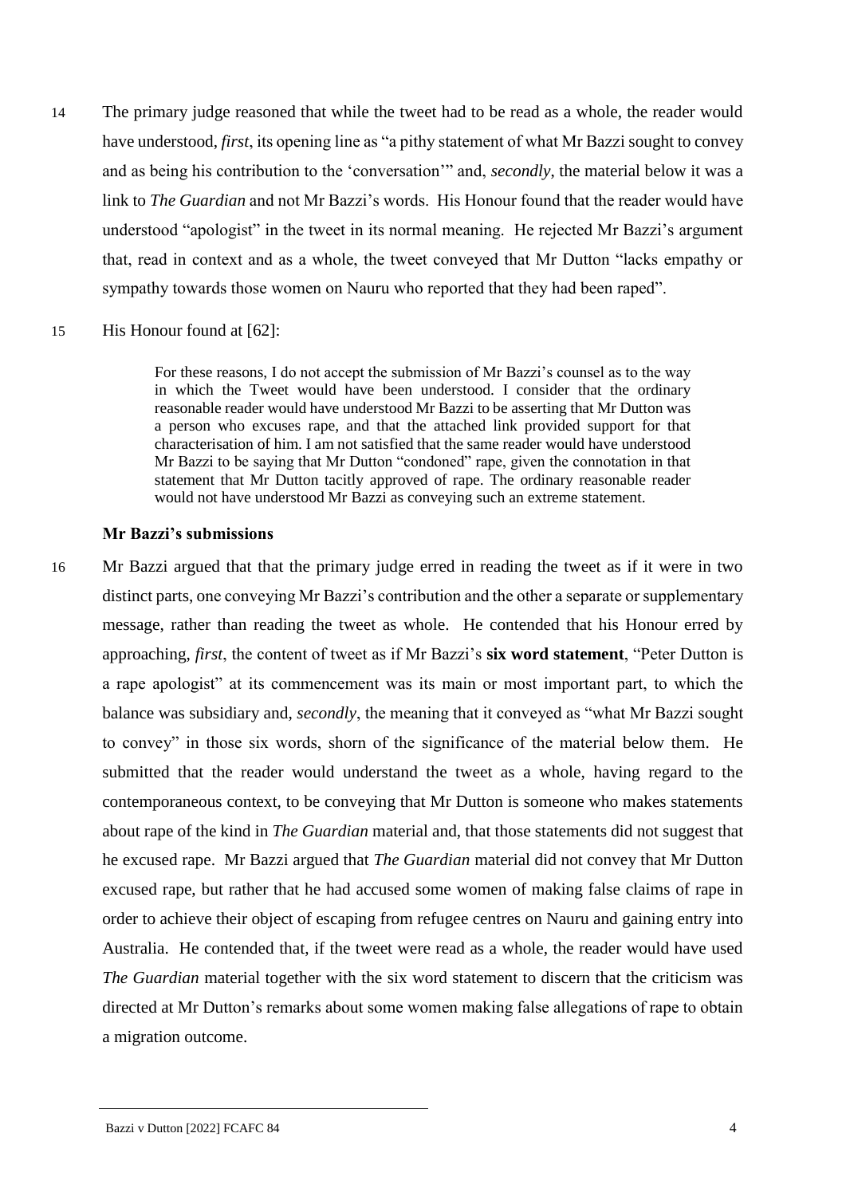14 The primary judge reasoned that while the tweet had to be read as a whole, the reader would have understood, *first*, its opening line as "a pithy statement of what Mr Bazzi sought to convey and as being his contribution to the 'conversation'" and, *secondly*, the material below it was a link to *The Guardian* and not Mr Bazzi's words. His Honour found that the reader would have understood "apologist" in the tweet in its normal meaning. He rejected Mr Bazzi's argument that, read in context and as a whole, the tweet conveyed that Mr Dutton "lacks empathy or sympathy towards those women on Nauru who reported that they had been raped".

15 His Honour found at [62]:

> For these reasons, I do not accept the submission of Mr Bazzi's counsel as to the way in which the Tweet would have been understood. I consider that the ordinary reasonable reader would have understood Mr Bazzi to be asserting that Mr Dutton was a person who excuses rape, and that the attached link provided support for that characterisation of him. I am not satisfied that the same reader would have understood Mr Bazzi to be saying that Mr Dutton "condoned" rape, given the connotation in that statement that Mr Dutton tacitly approved of rape. The ordinary reasonable reader would not have understood Mr Bazzi as conveying such an extreme statement.

### Mr Bazzi's submissions

16 Mr Bazzi argued that that the primary judge erred in reading the tweet as if it were in two distinct parts, one conveying Mr Bazzi's contribution and the other a separate or supplementary message, rather than reading the tweet as whole. He contended that his Honour erred by approaching, *first*, the content of tweet as if Mr Bazzi's **six word statement**, "Peter Dutton is a rape apologist" at its commencement was its main or most important part, to which the balance was subsidiary and, *secondly*, the meaning that it conveyed as "what Mr Bazzi sought to convey" in those six words, shorn of the significance of the material below them. He submitted that the reader would understand the tweet as a whole, having regard to the contemporaneous context, to be conveying that Mr Dutton is someone who makes statements about rape of the kind in *The Guardian* material and, that those statements did not suggest that he excused rape. Mr Bazzi argued that *The Guardian* material did not convey that Mr Dutton excused rape, but rather that he had accused some women of making false claims of rape in order to achieve their object of escaping from refugee centres on Nauru and gaining entry into Australia. He contended that, if the tweet were read as a whole, the reader would have used *The Guardian* material together with the six word statement to discern that the criticism was directed at Mr Dutton's remarks about some women making false allegations of rape to obtain a migration outcome.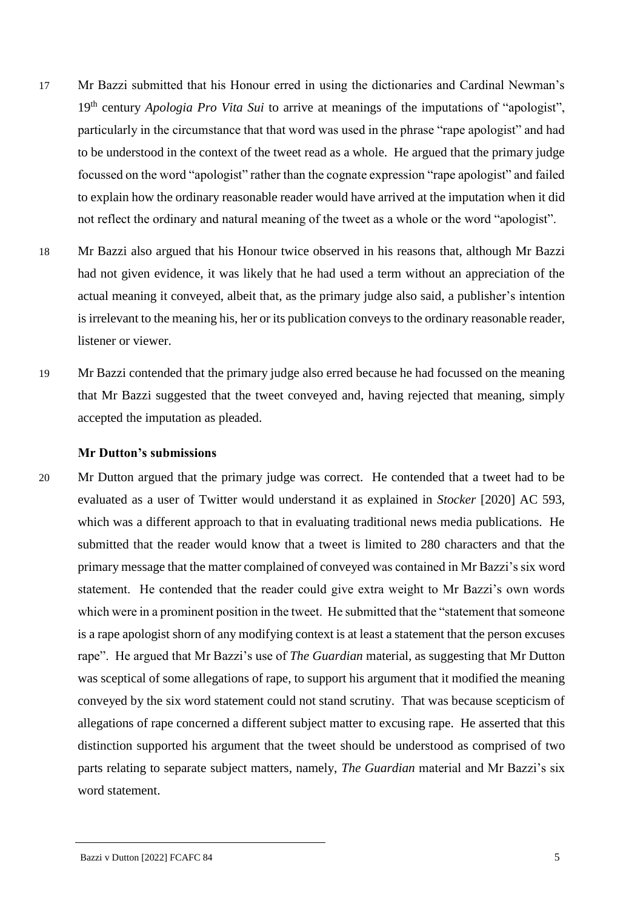17 Mr Bazzi submitted that his Honour erred in using the dictionaries and Cardinal Newman's 19th century *Apologia Pro Vita Sui* to arrive at meanings of the imputations of "apologist", particularly in the circumstance that that word was used in the phrase "rape apologist" and had to be understood in the context of the tweet read as a whole. He argued that the primary judge focussed on the word "apologist" rather than the cognate expression "rape apologist" and failed to explain how the ordinary reasonable reader would have arrived at the imputation when it did not reflect the ordinary and natural meaning of the tweet as a whole or the word "apologist".

18 Mr Bazzi also argued that his Honour twice observed in his reasons that, although Mr Bazzi had not given evidence, it was likely that he had used a term without an appreciation of the actual meaning it conveyed, albeit that, as the primary judge also said, a publisher's intention is irrelevant to the meaning his, her or its publication conveys to the ordinary reasonable reader, listener or viewer.

19 Mr Bazzi contended that the primary judge also erred because he had focussed on the meaning that Mr Bazzi suggested that the tweet conveyed and, having rejected that meaning, simply accepted the imputation as pleaded.

**Mr Dutton's submissions**

20 Mr Dutton argued that the primary judge was correct. He contended that a tweet had to be evaluated as a user of Twitter would understand it as explained in *Stocker* [2020] AC 593, which was a different approach to that in evaluating traditional news media publications. He submitted that the reader would know that a tweet is limited to 280 characters and that the primary message that the matter complained of conveyed was contained in Mr Bazzi's six word statement. He contended that the reader could give extra weight to Mr Bazzi's own words which were in a prominent position in the tweet. He submitted that the "statement that someone is a rape apologist shorn of any modifying context is at least a statement that the person excuses rape". He argued that Mr Bazzi's use of *The Guardian* material, as suggesting that Mr Dutton was sceptical of some allegations of rape, to support his argument that it modified the meaning conveyed by the six word statement could not stand scrutiny. That was because scepticism of allegations of rape concerned a different subject matter to excusing rape. He asserted that this distinction supported his argument that the tweet should be understood as comprised of two parts relating to separate subject matters, namely, *The Guardian* material and Mr Bazzi's six word statement.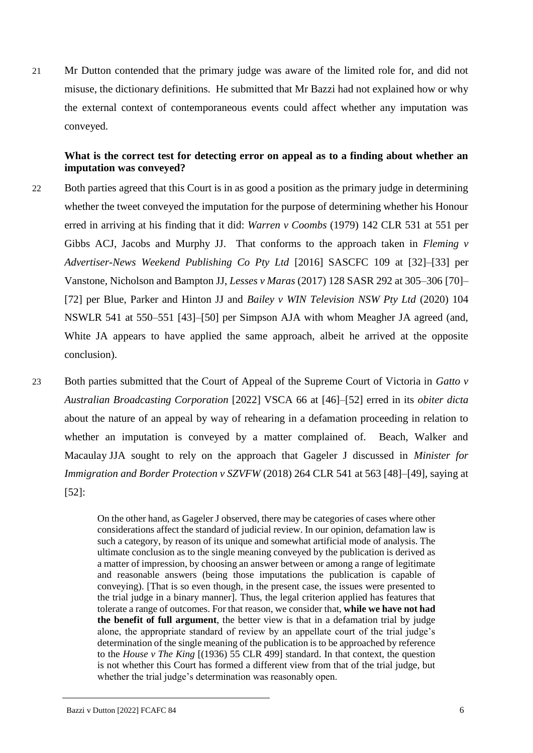21 Mr Dutton contended that the primary judge was aware of the limited role for, and did not misuse, the dictionary definitions. He submitted that Mr Bazzi had not explained how or why the external context of contemporaneous events could affect whether any imputation was conveyed.

**What is the correct test for detecting error on appeal as to a finding about whether an imputation was conveyed?**

22 Both parties agreed that this Court is in as good a position as the primary judge in determining whether the tweet conveyed the imputation for the purpose of determining whether his Honour erred in arriving at his finding that it did: *Warren v Coombs* (1979) 142 CLR 531 at 551 per Gibbs ACJ, Jacobs and Murphy JJ. That conforms to the approach taken in *Fleming v Advertiser-News Weekend Publishing Co Pty Ltd* [2016] SASCFC 109 at [32]–[33] per Vanstone, Nicholson and Bampton JJ, *Lesses v Maras* (2017) 128 SASR 292 at 305–306 [70]–[72] per Blue, Parker and Hinton JJ and *Bailey v WIN Television NSW Pty Ltd* (2020) 104 NSWLR 541 at 550–551 [43]–[50] per Simpson AJA with whom Meagher JA agreed (and, White JA appears to have applied the same approach, albeit he arrived at the opposite conclusion).

23 Both parties submitted that the Court of Appeal of the Supreme Court of Victoria in *Gatto v Australian Broadcasting Corporation* [2022] VSCA 66 at [46]–[52] erred in its *obiter dicta* about the nature of an appeal by way of rehearing in a defamation proceeding in relation to whether an imputation is conveyed by a matter complained of. Beach, Walker and Macaulay JJA sought to rely on the approach that Gageler J discussed in *Minister for Immigration and Border Protection v SZVFW* (2018) 264 CLR 541 at 563 [48]–[49], saying at [52]:

> On the other hand, as Gageler J observed, there may be categories of cases where other considerations affect the standard of judicial review. In our opinion, defamation law is such a category, by reason of its unique and somewhat artificial mode of analysis. The ultimate conclusion as to the single meaning conveyed by the publication is derived as a matter of impression, by choosing an answer between or among a range of legitimate and reasonable answers (being those imputations the publication is capable of conveying). [That is so even though, in the present case, the issues were presented to the trial judge in a binary manner]. Thus, the legal criterion applied has features that tolerate a range of outcomes. For that reason, we consider that, **while we have not had the benefit of full argument**, the better view is that in a defamation trial by judge alone, the appropriate standard of review by an appellate court of the trial judge's determination of the single meaning of the publication is to be approached by reference to the *House v The King* [(1936) 55 CLR 499] standard. In that context, the question is not whether this Court has formed a different view from that of the trial judge, but whether the trial judge's determination was reasonably open.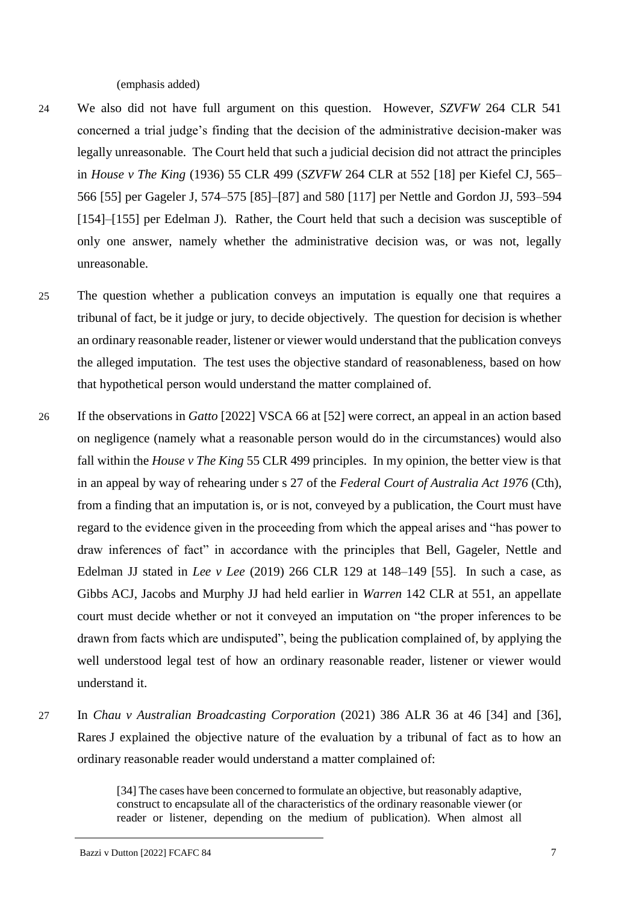(emphasis added)

24 We also did not have full argument on this question. However, *SZVFW* 264 CLR 541 concerned a trial judge's finding that the decision of the administrative decision-maker was legally unreasonable. The Court held that such a judicial decision did not attract the principles in *House v The King* (1936) 55 CLR 499 (*SZVFW* 264 CLR at 552 [18] per Kiefel CJ, 565–566 [55] per Gageler J, 574–575 [85]–[87] and 580 [117] per Nettle and Gordon JJ, 593–594 [154]–[155] per Edelman J). Rather, the Court held that such a decision was susceptible of only one answer, namely whether the administrative decision was, or was not, legally unreasonable.

25 The question whether a publication conveys an imputation is equally one that requires a tribunal of fact, be it judge or jury, to decide objectively. The question for decision is whether an ordinary reasonable reader, listener or viewer would understand that the publication conveys the alleged imputation. The test uses the objective standard of reasonableness, based on how that hypothetical person would understand the matter complained of.

26 If the observations in *Gatto* [2022] VSCA 66 at [52] were correct, an appeal in an action based on negligence (namely what a reasonable person would do in the circumstances) would also fall within the *House v The King* 55 CLR 499 principles. In my opinion, the better view is that in an appeal by way of rehearing under s 27 of the *Federal Court of Australia Act 1976* (Cth), from a finding that an imputation is, or is not, conveyed by a publication, the Court must have regard to the evidence given in the proceeding from which the appeal arises and "has power to draw inferences of fact" in accordance with the principles that Bell, Gageler, Nettle and Edelman JJ stated in *Lee v Lee* (2019) 266 CLR 129 at 148–149 [55]. In such a case, as Gibbs ACJ, Jacobs and Murphy JJ had held earlier in *Warren* 142 CLR at 551, an appellate court must decide whether or not it conveyed an imputation on "the proper inferences to be drawn from facts which are undisputed", being the publication complained of, by applying the well understood legal test of how an ordinary reasonable reader, listener or viewer would understand it.

27 In *Chau v Australian Broadcasting Corporation* (2021) 386 ALR 36 at 46 [34] and [36], Rares J explained the objective nature of the evaluation by a tribunal of fact as to how an ordinary reasonable reader would understand a matter complained of:

> [34] The cases have been concerned to formulate an objective, but reasonably adaptive, construct to encapsulate all of the characteristics of the ordinary reasonable viewer (or reader or listener, depending on the medium of publication). When almost all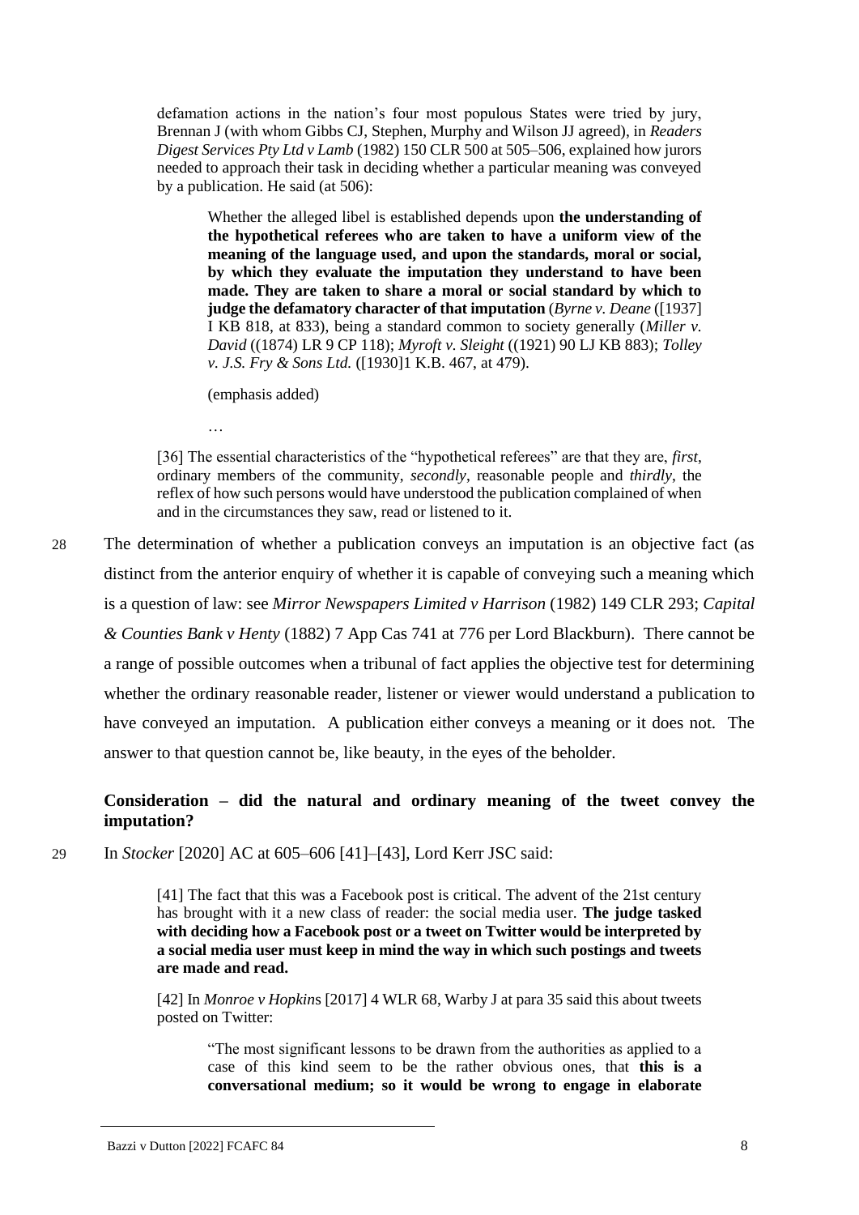defamation actions in the nation's four most populous States were tried by jury, Brennan J (with whom Gibbs CJ, Stephen, Murphy and Wilson JJ agreed), in *Readers Digest Services Pty Ltd v Lamb* (1982) 150 CLR 500 at 505–506, explained how jurors needed to approach their task in deciding whether a particular meaning was conveyed by a publication. He said (at 506):

> Whether the alleged libel is established depends upon **the understanding of the hypothetical referees who are taken to have a uniform view of the meaning of the language used, and upon the standards, moral or social, by which they evaluate the imputation they understand to have been made. They are taken to share a moral or social standard by which to judge the defamatory character of that imputation** (*Byrne v. Deane* ([1937] I KB 818, at 833), being a standard common to society generally (*Miller v. David* ((1874) LR 9 CP 118); *Myroft v. Sleight* ((1921) 90 LJ KB 883); *Tolley v. J.S. Fry & Sons Ltd.* ([1930]1 K.B. 467, at 479).
>
> (emphasis added)
>
> …
>
> [36] The essential characteristics of the "hypothetical referees" are that they are, *first*, ordinary members of the community, *secondly*, reasonable people and *thirdly*, the reflex of how such persons would have understood the publication complained of when and in the circumstances they saw, read or listened to it.

28 The determination of whether a publication conveys an imputation is an objective fact (as distinct from the anterior enquiry of whether it is capable of conveying such a meaning which is a question of law: see *Mirror Newspapers Limited v Harrison* (1982) 149 CLR 293; *Capital & Counties Bank v Henty* (1882) 7 App Cas 741 at 776 per Lord Blackburn). There cannot be a range of possible outcomes when a tribunal of fact applies the objective test for determining whether the ordinary reasonable reader, listener or viewer would understand a publication to have conveyed an imputation. A publication either conveys a meaning or it does not. The answer to that question cannot be, like beauty, in the eyes of the beholder.

### Consideration – did the natural and ordinary meaning of the tweet convey the imputation?

29 In *Stocker* [2020] AC at 605–606 [41]–[43], Lord Kerr JSC said:

> [41] The fact that this was a Facebook post is critical. The advent of the 21st century has brought with it a new class of reader: the social media user. **The judge tasked with deciding how a Facebook post or a tweet on Twitter would be interpreted by a social media user must keep in mind the way in which such postings and tweets are made and read.**
>
> [42] In *Monroe v Hopkins* [2017] 4 WLR 68, Warby J at para 35 said this about tweets posted on Twitter:
>
> > "The most significant lessons to be drawn from the authorities as applied to a case of this kind seem to be the rather obvious ones, that **this is a conversational medium; so it would be wrong to engage in elaborate**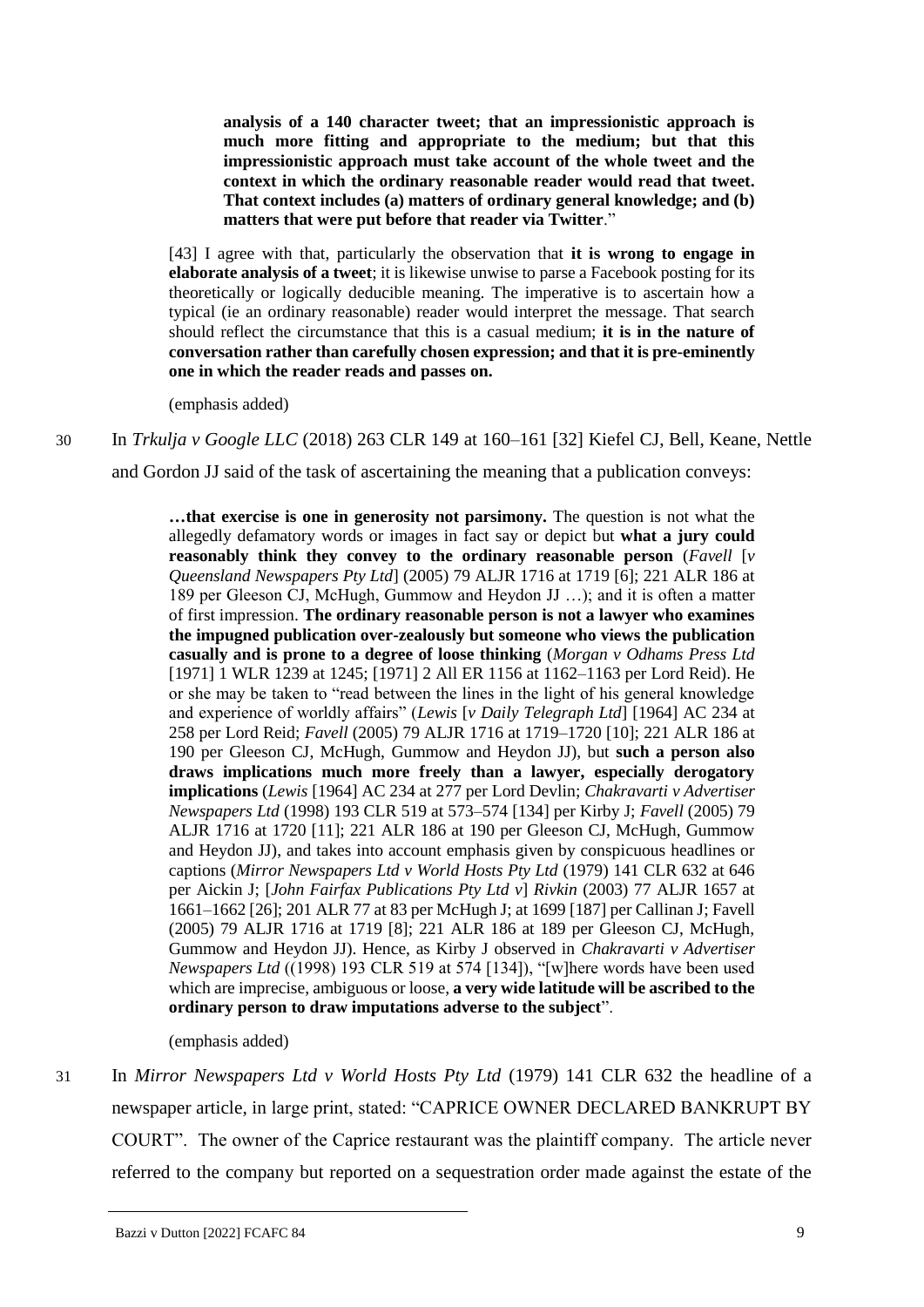> **analysis of a 140 character tweet; that an impressionistic approach is much more fitting and appropriate to the medium; but that this impressionistic approach must take account of the whole tweet and the context in which the ordinary reasonable reader would read that tweet. That context includes (a) matters of ordinary general knowledge; and (b) matters that were put before that reader via Twitter**."
>
> [43] I agree with that, particularly the observation that **it is wrong to engage in elaborate analysis of a tweet**; it is likewise unwise to parse a Facebook posting for its theoretically or logically deducible meaning. The imperative is to ascertain how a typical (ie an ordinary reasonable) reader would interpret the message. That search should reflect the circumstance that this is a casual medium; **it is in the nature of conversation rather than carefully chosen expression; and that it is pre-eminently one in which the reader reads and passes on.**
>
> (emphasis added)

30 In *Trkulja v Google LLC* (2018) 263 CLR 149 at 160–161 [32] Kiefel CJ, Bell, Keane, Nettle and Gordon JJ said of the task of ascertaining the meaning that a publication conveys:

> **…that exercise is one in generosity not parsimony.** The question is not what the allegedly defamatory words or images in fact say or depict but **what a jury could reasonably think they convey to the ordinary reasonable person** (*Favell* [*v Queensland Newspapers Pty Ltd*] (2005) 79 ALJR 1716 at 1719 [6]; 221 ALR 186 at 189 per Gleeson CJ, McHugh, Gummow and Heydon JJ …); and it is often a matter of first impression. **The ordinary reasonable person is not a lawyer who examines the impugned publication over-zealously but someone who views the publication casually and is prone to a degree of loose thinking** (*Morgan v Odhams Press Ltd* [1971] 1 WLR 1239 at 1245; [1971] 2 All ER 1156 at 1162–1163 per Lord Reid). He or she may be taken to "read between the lines in the light of his general knowledge and experience of worldly affairs" (*Lewis* [*v Daily Telegraph Ltd*] [1964] AC 234 at 258 per Lord Reid; *Favell* (2005) 79 ALJR 1716 at 1719–1720 [10]; 221 ALR 186 at 190 per Gleeson CJ, McHugh, Gummow and Heydon JJ), but **such a person also draws implications much more freely than a lawyer, especially derogatory implications** (*Lewis* [1964] AC 234 at 277 per Lord Devlin; *Chakravarti v Advertiser Newspapers Ltd* (1998) 193 CLR 519 at 573–574 [134] per Kirby J; *Favell* (2005) 79 ALJR 1716 at 1720 [11]; 221 ALR 186 at 190 per Gleeson CJ, McHugh, Gummow and Heydon JJ), and takes into account emphasis given by conspicuous headlines or captions (*Mirror Newspapers Ltd v World Hosts Pty Ltd* (1979) 141 CLR 632 at 646 per Aickin J; [*John Fairfax Publications Pty Ltd v*] *Rivkin* (2003) 77 ALJR 1657 at 1661–1662 [26]; 201 ALR 77 at 83 per McHugh J; at 1699 [187] per Callinan J; Favell (2005) 79 ALJR 1716 at 1719 [8]; 221 ALR 186 at 189 per Gleeson CJ, McHugh, Gummow and Heydon JJ). Hence, as Kirby J observed in *Chakravarti v Advertiser Newspapers Ltd* ((1998) 193 CLR 519 at 574 [134]), "[w]here words have been used which are imprecise, ambiguous or loose, **a very wide latitude will be ascribed to the ordinary person to draw imputations adverse to the subject**".
>
> (emphasis added)

31 In *Mirror Newspapers Ltd v World Hosts Pty Ltd* (1979) 141 CLR 632 the headline of a newspaper article, in large print, stated: "CAPRICE OWNER DECLARED BANKRUPT BY COURT". The owner of the Caprice restaurant was the plaintiff company. The article never referred to the company but reported on a sequestration order made against the estate of the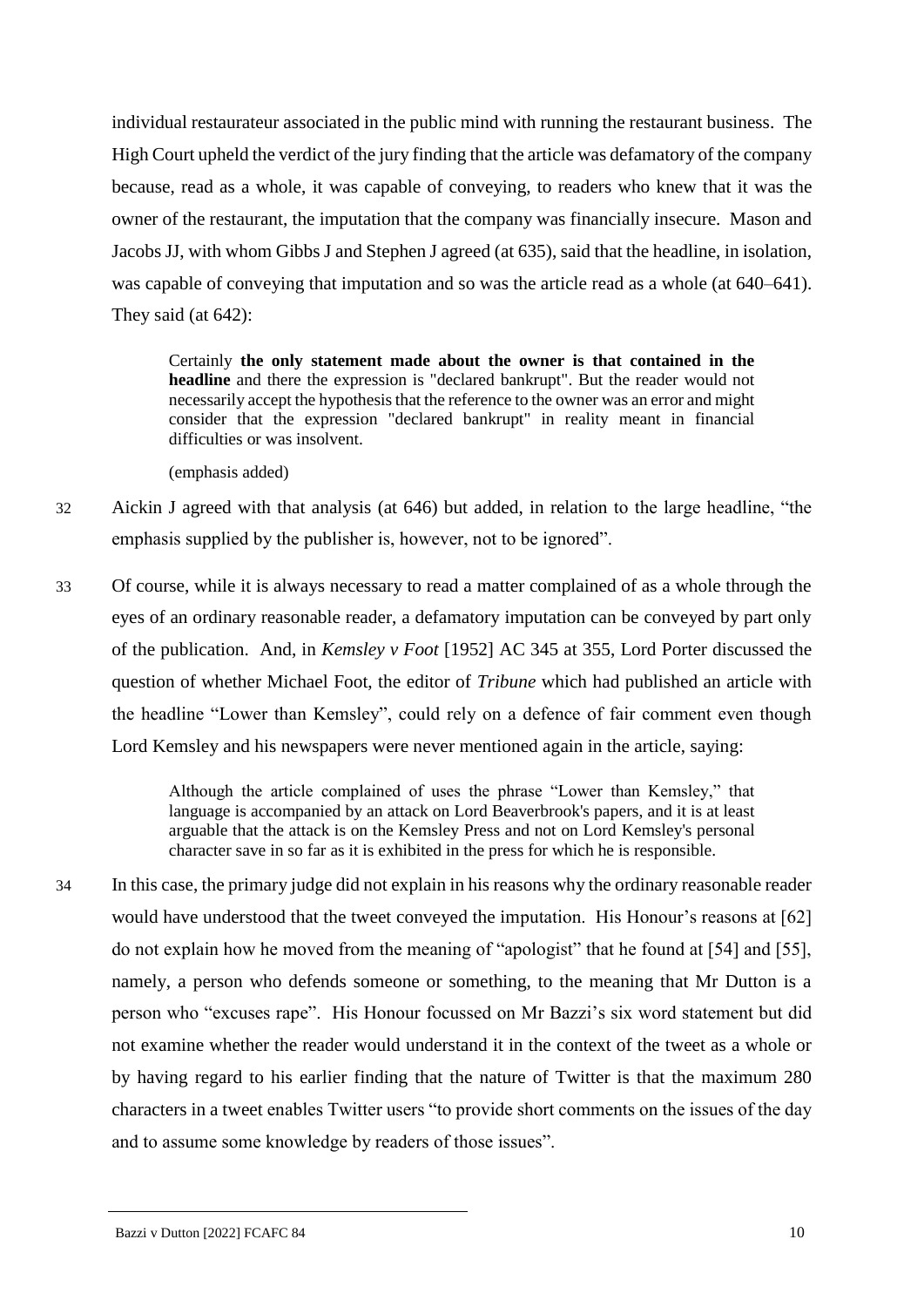individual restaurateur associated in the public mind with running the restaurant business. The High Court upheld the verdict of the jury finding that the article was defamatory of the company because, read as a whole, it was capable of conveying, to readers who knew that it was the owner of the restaurant, the imputation that the company was financially insecure. Mason and Jacobs JJ, with whom Gibbs J and Stephen J agreed (at 635), said that the headline, in isolation, was capable of conveying that imputation and so was the article read as a whole (at 640–641). They said (at 642):

> Certainly **the only statement made about the owner is that contained in the headline** and there the expression is "declared bankrupt". But the reader would not necessarily accept the hypothesis that the reference to the owner was an error and might consider that the expression "declared bankrupt" in reality meant in financial difficulties or was insolvent.
>
> (emphasis added)

32 Aickin J agreed with that analysis (at 646) but added, in relation to the large headline, "the emphasis supplied by the publisher is, however, not to be ignored".

33 Of course, while it is always necessary to read a matter complained of as a whole through the eyes of an ordinary reasonable reader, a defamatory imputation can be conveyed by part only of the publication. And, in *Kemsley v Foot* [1952] AC 345 at 355, Lord Porter discussed the question of whether Michael Foot, the editor of *Tribune* which had published an article with the headline "Lower than Kemsley", could rely on a defence of fair comment even though Lord Kemsley and his newspapers were never mentioned again in the article, saying:

> Although the article complained of uses the phrase "Lower than Kemsley," that language is accompanied by an attack on Lord Beaverbrook's papers, and it is at least arguable that the attack is on the Kemsley Press and not on Lord Kemsley's personal character save in so far as it is exhibited in the press for which he is responsible.

34 In this case, the primary judge did not explain in his reasons why the ordinary reasonable reader would have understood that the tweet conveyed the imputation. His Honour's reasons at [62] do not explain how he moved from the meaning of "apologist" that he found at [54] and [55], namely, a person who defends someone or something, to the meaning that Mr Dutton is a person who "excuses rape". His Honour focussed on Mr Bazzi's six word statement but did not examine whether the reader would understand it in the context of the tweet as a whole or by having regard to his earlier finding that the nature of Twitter is that the maximum 280 characters in a tweet enables Twitter users "to provide short comments on the issues of the day and to assume some knowledge by readers of those issues".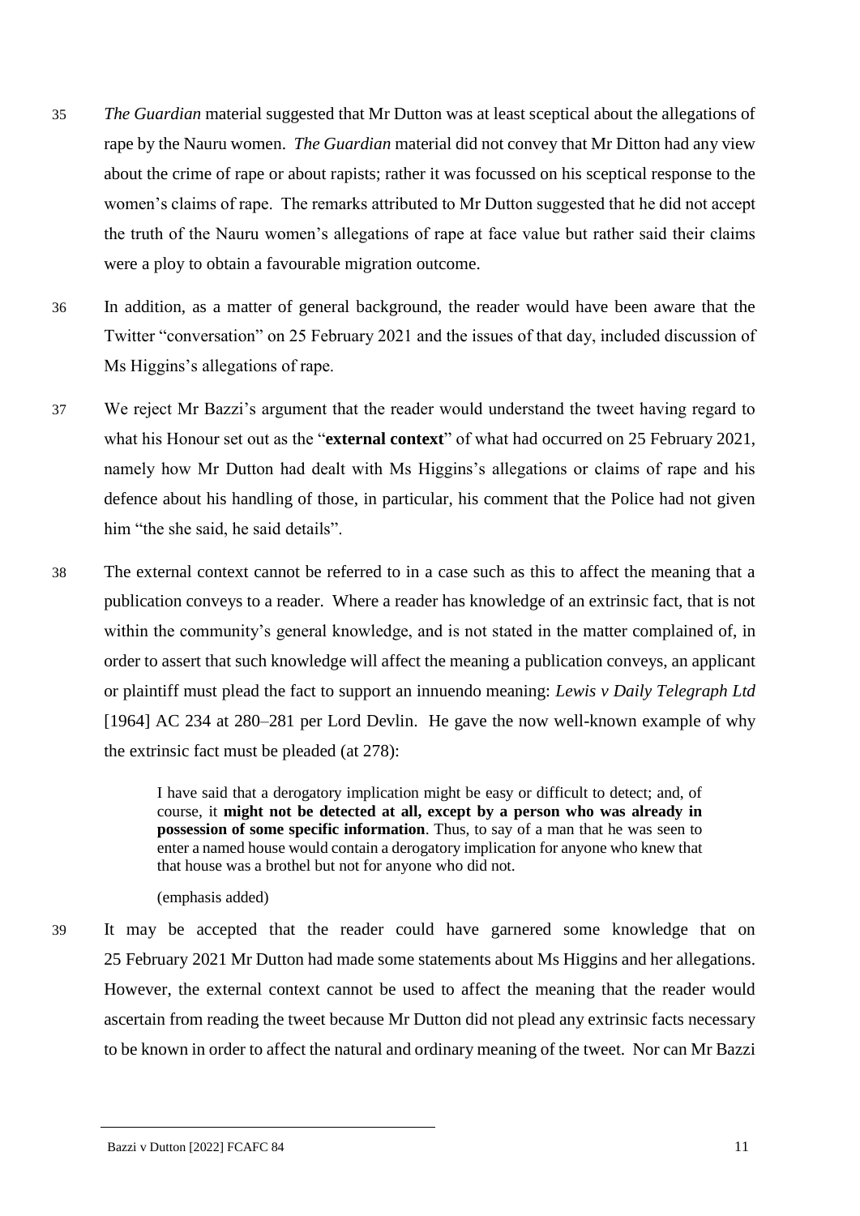35 *The Guardian* material suggested that Mr Dutton was at least sceptical about the allegations of rape by the Nauru women. *The Guardian* material did not convey that Mr Ditton had any view about the crime of rape or about rapists; rather it was focussed on his sceptical response to the women's claims of rape. The remarks attributed to Mr Dutton suggested that he did not accept the truth of the Nauru women's allegations of rape at face value but rather said their claims were a ploy to obtain a favourable migration outcome.

36 In addition, as a matter of general background, the reader would have been aware that the Twitter "conversation" on 25 February 2021 and the issues of that day, included discussion of Ms Higgins's allegations of rape.

37 We reject Mr Bazzi's argument that the reader would understand the tweet having regard to what his Honour set out as the "**external context**" of what had occurred on 25 February 2021, namely how Mr Dutton had dealt with Ms Higgins's allegations or claims of rape and his defence about his handling of those, in particular, his comment that the Police had not given him "the she said, he said details".

38 The external context cannot be referred to in a case such as this to affect the meaning that a publication conveys to a reader. Where a reader has knowledge of an extrinsic fact, that is not within the community's general knowledge, and is not stated in the matter complained of, in order to assert that such knowledge will affect the meaning a publication conveys, an applicant or plaintiff must plead the fact to support an innuendo meaning: *Lewis v Daily Telegraph Ltd* [1964] AC 234 at 280–281 per Lord Devlin. He gave the now well-known example of why the extrinsic fact must be pleaded (at 278):

> I have said that a derogatory implication might be easy or difficult to detect; and, of course, it **might not be detected at all, except by a person who was already in possession of some specific information**. Thus, to say of a man that he was seen to enter a named house would contain a derogatory implication for anyone who knew that that house was a brothel but not for anyone who did not.
>
> (emphasis added)

39 It may be accepted that the reader could have garnered some knowledge that on 25 February 2021 Mr Dutton had made some statements about Ms Higgins and her allegations. However, the external context cannot be used to affect the meaning that the reader would ascertain from reading the tweet because Mr Dutton did not plead any extrinsic facts necessary to be known in order to affect the natural and ordinary meaning of the tweet. Nor can Mr Bazzi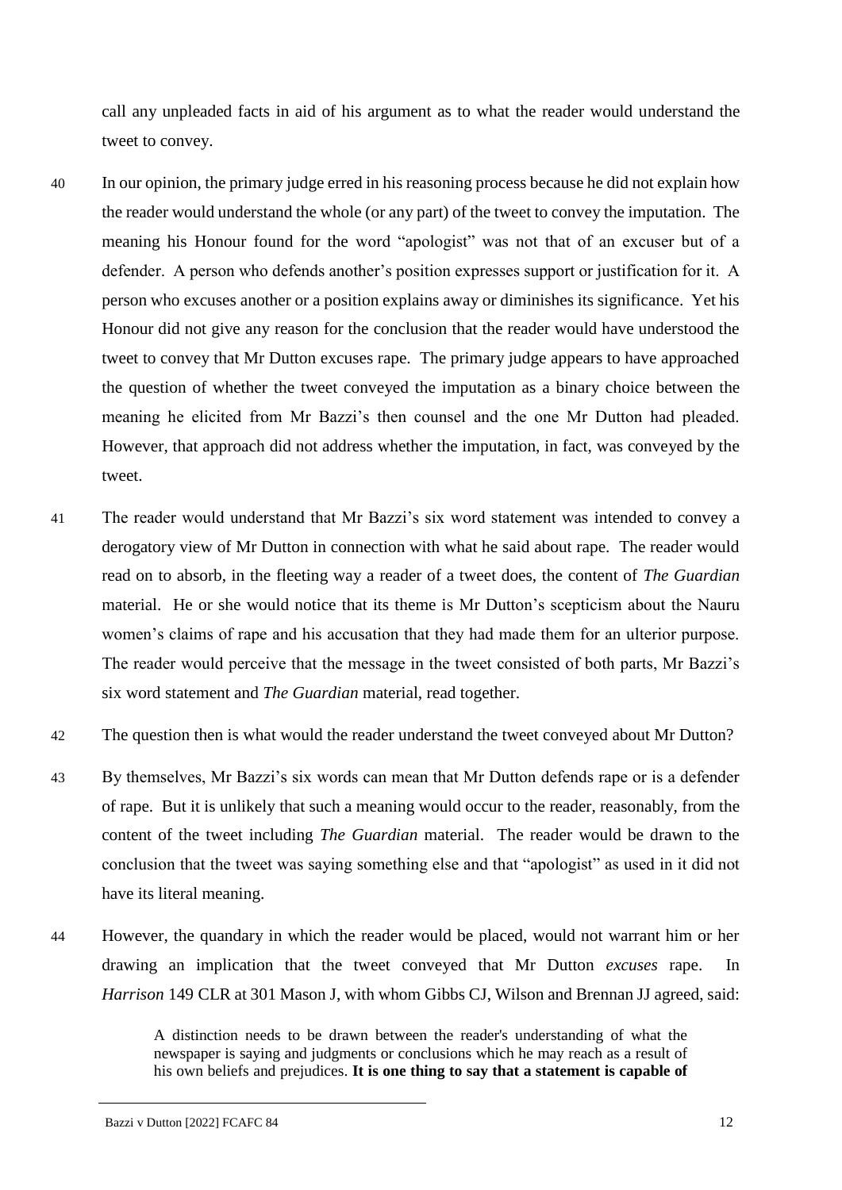call any unpleaded facts in aid of his argument as to what the reader would understand the tweet to convey.

40 In our opinion, the primary judge erred in his reasoning process because he did not explain how the reader would understand the whole (or any part) of the tweet to convey the imputation. The meaning his Honour found for the word "apologist" was not that of an excuser but of a defender. A person who defends another's position expresses support or justification for it. A person who excuses another or a position explains away or diminishes its significance. Yet his Honour did not give any reason for the conclusion that the reader would have understood the tweet to convey that Mr Dutton excuses rape. The primary judge appears to have approached the question of whether the tweet conveyed the imputation as a binary choice between the meaning he elicited from Mr Bazzi's then counsel and the one Mr Dutton had pleaded. However, that approach did not address whether the imputation, in fact, was conveyed by the tweet.

41 The reader would understand that Mr Bazzi's six word statement was intended to convey a derogatory view of Mr Dutton in connection with what he said about rape. The reader would read on to absorb, in the fleeting way a reader of a tweet does, the content of *The Guardian* material. He or she would notice that its theme is Mr Dutton's scepticism about the Nauru women's claims of rape and his accusation that they had made them for an ulterior purpose. The reader would perceive that the message in the tweet consisted of both parts, Mr Bazzi's six word statement and *The Guardian* material, read together.

42 The question then is what would the reader understand the tweet conveyed about Mr Dutton?

43 By themselves, Mr Bazzi's six words can mean that Mr Dutton defends rape or is a defender of rape. But it is unlikely that such a meaning would occur to the reader, reasonably, from the content of the tweet including *The Guardian* material. The reader would be drawn to the conclusion that the tweet was saying something else and that "apologist" as used in it did not have its literal meaning.

44 However, the quandary in which the reader would be placed, would not warrant him or her drawing an implication that the tweet conveyed that Mr Dutton *excuses* rape. In *Harrison* 149 CLR at 301 Mason J, with whom Gibbs CJ, Wilson and Brennan JJ agreed, said:

> A distinction needs to be drawn between the reader's understanding of what the newspaper is saying and judgments or conclusions which he may reach as a result of his own beliefs and prejudices. **It is one thing to say that a statement is capable of**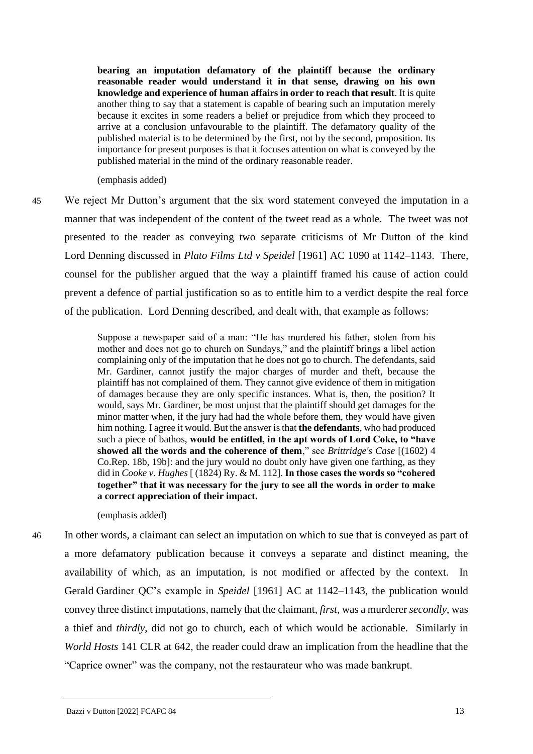> **bearing an imputation defamatory of the plaintiff because the ordinary reasonable reader would understand it in that sense, drawing on his own knowledge and experience of human affairs in order to reach that result**. It is quite another thing to say that a statement is capable of bearing such an imputation merely because it excites in some readers a belief or prejudice from which they proceed to arrive at a conclusion unfavourable to the plaintiff. The defamatory quality of the published material is to be determined by the first, not by the second, proposition. Its importance for present purposes is that it focuses attention on what is conveyed by the published material in the mind of the ordinary reasonable reader.
>
> (emphasis added)

45 We reject Mr Dutton's argument that the six word statement conveyed the imputation in a manner that was independent of the content of the tweet read as a whole. The tweet was not presented to the reader as conveying two separate criticisms of Mr Dutton of the kind Lord Denning discussed in *Plato Films Ltd v Speidel* [1961] AC 1090 at 1142–1143. There, counsel for the publisher argued that the way a plaintiff framed his cause of action could prevent a defence of partial justification so as to entitle him to a verdict despite the real force of the publication. Lord Denning described, and dealt with, that example as follows:

> Suppose a newspaper said of a man: "He has murdered his father, stolen from his mother and does not go to church on Sundays," and the plaintiff brings a libel action complaining only of the imputation that he does not go to church. The defendants, said Mr. Gardiner, cannot justify the major charges of murder and theft, because the plaintiff has not complained of them. They cannot give evidence of them in mitigation of damages because they are only specific instances. What is, then, the position? It would, says Mr. Gardiner, be most unjust that the plaintiff should get damages for the minor matter when, if the jury had had the whole before them, they would have given him nothing. I agree it would. But the answer is that **the defendants**, who had produced such a piece of bathos, **would be entitled, in the apt words of Lord Coke, to "have showed all the words and the coherence of them**," see *Brittridge's Case* [(1602) 4 Co.Rep. 18b, 19b]: and the jury would no doubt only have given one farthing, as they did in *Cooke v. Hughes* [ (1824) Ry. & M. 112]. **In those cases the words so "cohered together" that it was necessary for the jury to see all the words in order to make a correct appreciation of their impact.**
>
> (emphasis added)

46 In other words, a claimant can select an imputation on which to sue that is conveyed as part of a more defamatory publication because it conveys a separate and distinct meaning, the availability of which, as an imputation, is not modified or affected by the context. In Gerald Gardiner QC's example in *Speidel* [1961] AC at 1142–1143, the publication would convey three distinct imputations, namely that the claimant, *first*, was a murderer *secondly*, was a thief and *thirdly*, did not go to church, each of which would be actionable. Similarly in *World Hosts* 141 CLR at 642, the reader could draw an implication from the headline that the "Caprice owner" was the company, not the restaurateur who was made bankrupt.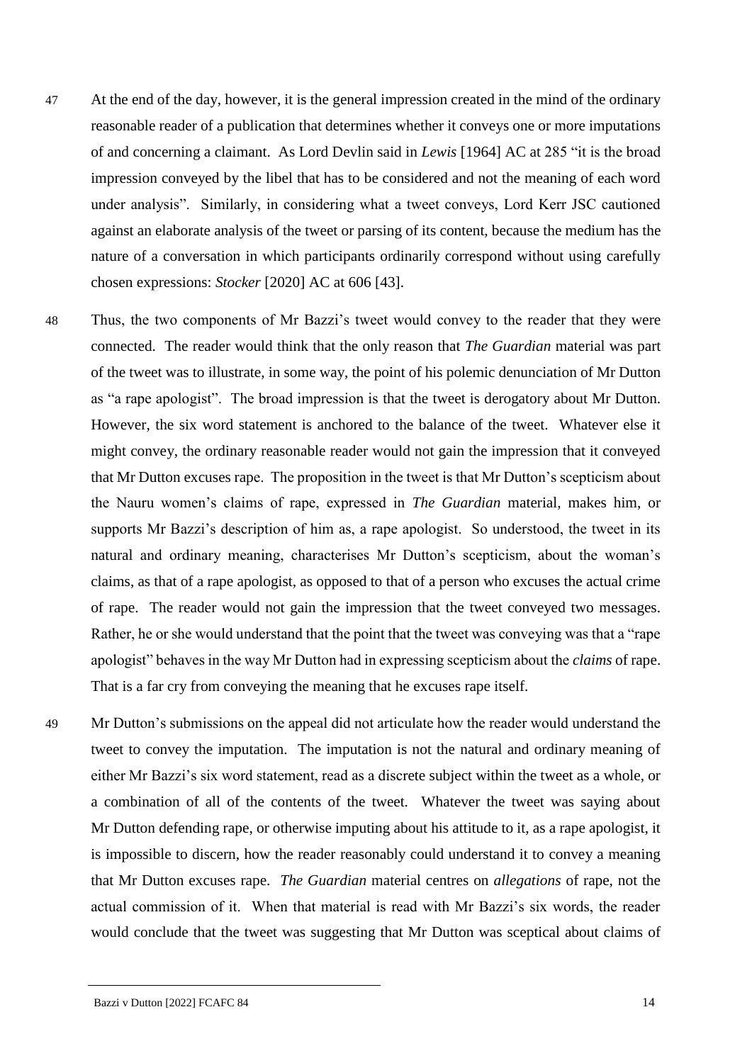47 At the end of the day, however, it is the general impression created in the mind of the ordinary reasonable reader of a publication that determines whether it conveys one or more imputations of and concerning a claimant. As Lord Devlin said in *Lewis* [1964] AC at 285 "it is the broad impression conveyed by the libel that has to be considered and not the meaning of each word under analysis". Similarly, in considering what a tweet conveys, Lord Kerr JSC cautioned against an elaborate analysis of the tweet or parsing of its content, because the medium has the nature of a conversation in which participants ordinarily correspond without using carefully chosen expressions: *Stocker* [2020] AC at 606 [43].

48 Thus, the two components of Mr Bazzi's tweet would convey to the reader that they were connected. The reader would think that the only reason that *The Guardian* material was part of the tweet was to illustrate, in some way, the point of his polemic denunciation of Mr Dutton as "a rape apologist". The broad impression is that the tweet is derogatory about Mr Dutton. However, the six word statement is anchored to the balance of the tweet. Whatever else it might convey, the ordinary reasonable reader would not gain the impression that it conveyed that Mr Dutton excuses rape. The proposition in the tweet is that Mr Dutton's scepticism about the Nauru women's claims of rape, expressed in *The Guardian* material, makes him, or supports Mr Bazzi's description of him as, a rape apologist. So understood, the tweet in its natural and ordinary meaning, characterises Mr Dutton's scepticism, about the woman's claims, as that of a rape apologist, as opposed to that of a person who excuses the actual crime of rape. The reader would not gain the impression that the tweet conveyed two messages. Rather, he or she would understand that the point that the tweet was conveying was that a "rape apologist" behaves in the way Mr Dutton had in expressing scepticism about the *claims* of rape. That is a far cry from conveying the meaning that he excuses rape itself.

49 Mr Dutton's submissions on the appeal did not articulate how the reader would understand the tweet to convey the imputation. The imputation is not the natural and ordinary meaning of either Mr Bazzi's six word statement, read as a discrete subject within the tweet as a whole, or a combination of all of the contents of the tweet. Whatever the tweet was saying about Mr Dutton defending rape, or otherwise imputing about his attitude to it, as a rape apologist, it is impossible to discern, how the reader reasonably could understand it to convey a meaning that Mr Dutton excuses rape. *The Guardian* material centres on *allegations* of rape, not the actual commission of it. When that material is read with Mr Bazzi's six words, the reader would conclude that the tweet was suggesting that Mr Dutton was sceptical about claims of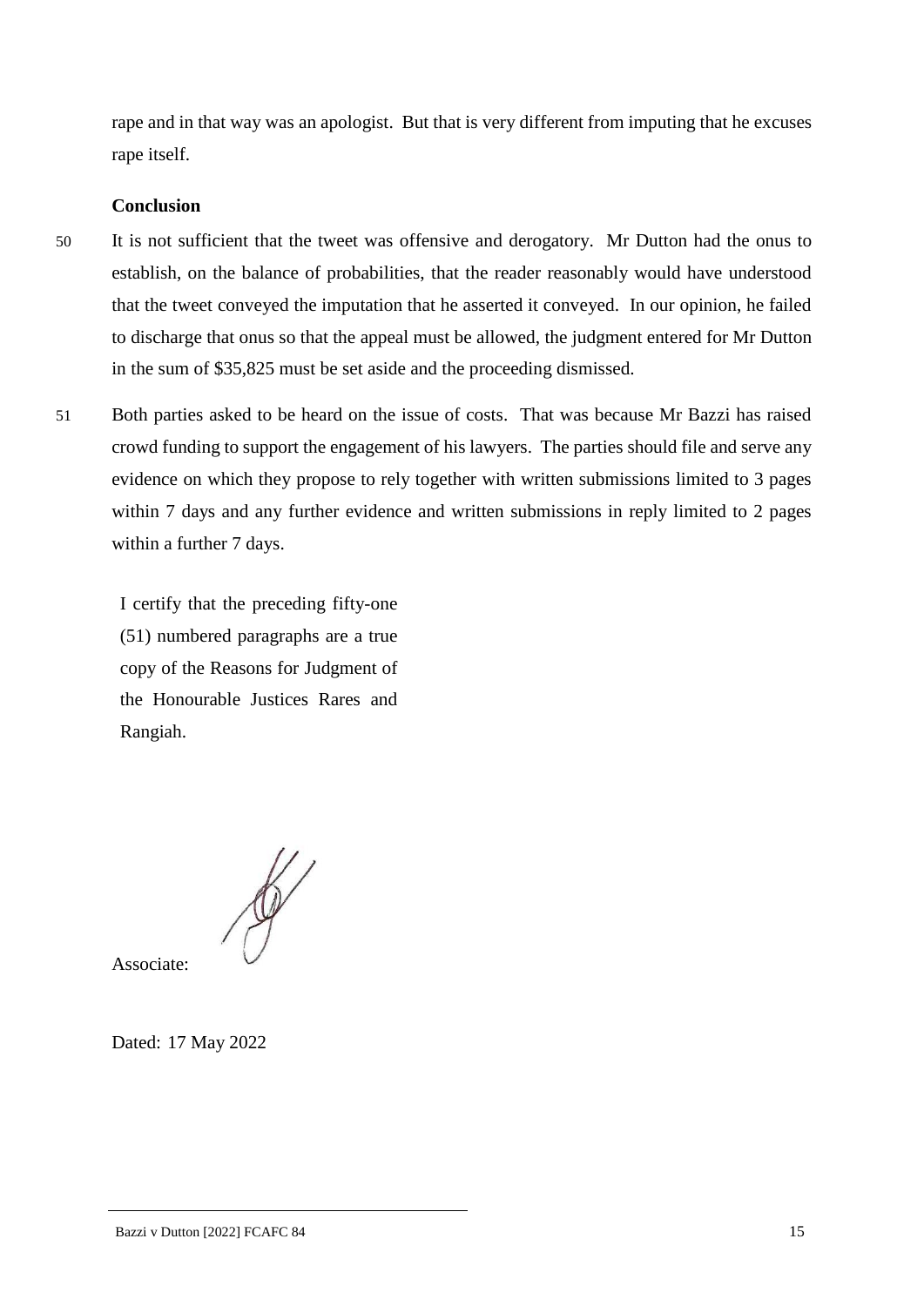rape and in that way was an apologist. But that is very different from imputing that he excuses rape itself.

### Conclusion

50 It is not sufficient that the tweet was offensive and derogatory. Mr Dutton had the onus to establish, on the balance of probabilities, that the reader reasonably would have understood that the tweet conveyed the imputation that he asserted it conveyed. In our opinion, he failed to discharge that onus so that the appeal must be allowed, the judgment entered for Mr Dutton in the sum of $35,825 must be set aside and the proceeding dismissed.

51 Both parties asked to be heard on the issue of costs. That was because Mr Bazzi has raised crowd funding to support the engagement of his lawyers. The parties should file and serve any evidence on which they propose to rely together with written submissions limited to 3 pages within 7 days and any further evidence and written submissions in reply limited to 2 pages within a further 7 days.

I certify that the preceding fifty-one (51) numbered paragraphs are a true copy of the Reasons for Judgment of the Honourable Justices Rares and Rangiah.

Associate:

Dated: 17 May 2022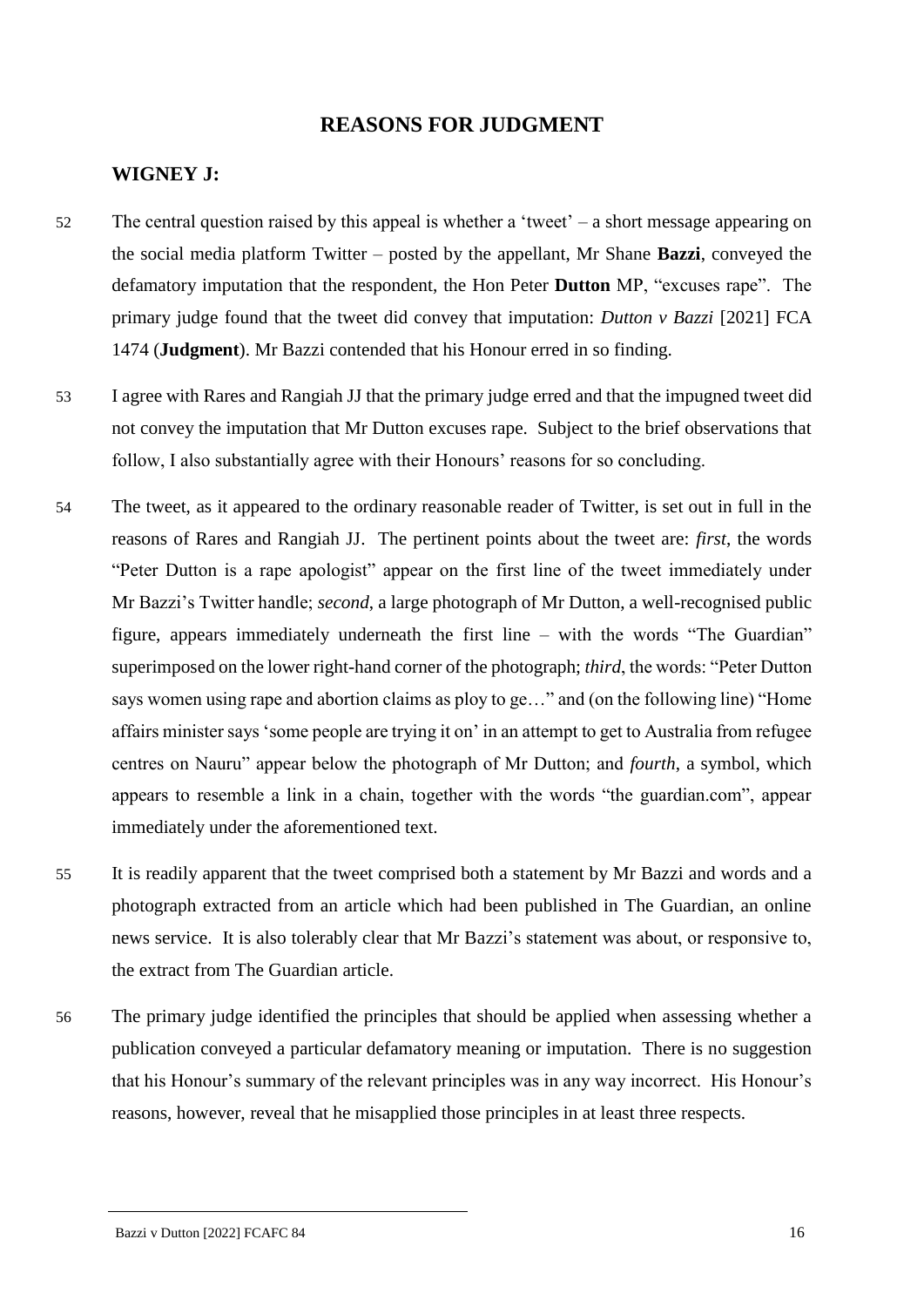## REASONS FOR JUDGMENT

### WIGNEY J:

52 The central question raised by this appeal is whether a 'tweet' – a short message appearing on the social media platform Twitter – posted by the appellant, Mr Shane **Bazzi**, conveyed the defamatory imputation that the respondent, the Hon Peter **Dutton** MP, "excuses rape". The primary judge found that the tweet did convey that imputation: *Dutton v Bazzi* [2021] FCA 1474 (**Judgment**). Mr Bazzi contended that his Honour erred in so finding.

53 I agree with Rares and Rangiah JJ that the primary judge erred and that the impugned tweet did not convey the imputation that Mr Dutton excuses rape. Subject to the brief observations that follow, I also substantially agree with their Honours' reasons for so concluding.

54 The tweet, as it appeared to the ordinary reasonable reader of Twitter, is set out in full in the reasons of Rares and Rangiah JJ. The pertinent points about the tweet are: *first*, the words "Peter Dutton is a rape apologist" appear on the first line of the tweet immediately under Mr Bazzi's Twitter handle; *second*, a large photograph of Mr Dutton, a well-recognised public figure, appears immediately underneath the first line – with the words "The Guardian" superimposed on the lower right-hand corner of the photograph; *third*, the words: "Peter Dutton says women using rape and abortion claims as ploy to ge…" and (on the following line) "Home affairs minister says 'some people are trying it on' in an attempt to get to Australia from refugee centres on Nauru" appear below the photograph of Mr Dutton; and *fourth*, a symbol, which appears to resemble a link in a chain, together with the words "the guardian.com", appear immediately under the aforementioned text.

55 It is readily apparent that the tweet comprised both a statement by Mr Bazzi and words and a photograph extracted from an article which had been published in The Guardian, an online news service. It is also tolerably clear that Mr Bazzi's statement was about, or responsive to, the extract from The Guardian article.

56 The primary judge identified the principles that should be applied when assessing whether a publication conveyed a particular defamatory meaning or imputation. There is no suggestion that his Honour's summary of the relevant principles was in any way incorrect. His Honour's reasons, however, reveal that he misapplied those principles in at least three respects.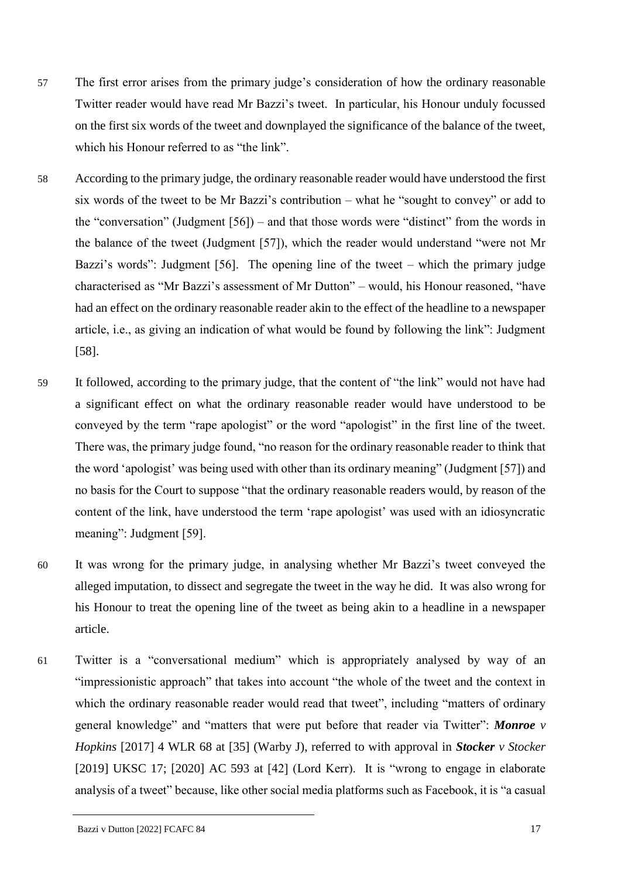57 The first error arises from the primary judge's consideration of how the ordinary reasonable Twitter reader would have read Mr Bazzi's tweet. In particular, his Honour unduly focussed on the first six words of the tweet and downplayed the significance of the balance of the tweet, which his Honour referred to as "the link".

58 According to the primary judge, the ordinary reasonable reader would have understood the first six words of the tweet to be Mr Bazzi's contribution – what he "sought to convey" or add to the "conversation" (Judgment [56]) – and that those words were "distinct" from the words in the balance of the tweet (Judgment [57]), which the reader would understand "were not Mr Bazzi's words": Judgment [56]. The opening line of the tweet – which the primary judge characterised as "Mr Bazzi's assessment of Mr Dutton" – would, his Honour reasoned, "have had an effect on the ordinary reasonable reader akin to the effect of the headline to a newspaper article, i.e., as giving an indication of what would be found by following the link": Judgment [58].

59 It followed, according to the primary judge, that the content of "the link" would not have had a significant effect on what the ordinary reasonable reader would have understood to be conveyed by the term "rape apologist" or the word "apologist" in the first line of the tweet. There was, the primary judge found, "no reason for the ordinary reasonable reader to think that the word 'apologist' was being used with other than its ordinary meaning" (Judgment [57]) and no basis for the Court to suppose "that the ordinary reasonable readers would, by reason of the content of the link, have understood the term 'rape apologist' was used with an idiosyncratic meaning": Judgment [59].

60 It was wrong for the primary judge, in analysing whether Mr Bazzi's tweet conveyed the alleged imputation, to dissect and segregate the tweet in the way he did. It was also wrong for his Honour to treat the opening line of the tweet as being akin to a headline in a newspaper article.

61 Twitter is a "conversational medium" which is appropriately analysed by way of an "impressionistic approach" that takes into account "the whole of the tweet and the context in which the ordinary reasonable reader would read that tweet", including "matters of ordinary general knowledge" and "matters that were put before that reader via Twitter": ***Monroe** v Hopkins* [2017] 4 WLR 68 at [35] (Warby J), referred to with approval in ***Stocker** v Stocker* [2019] UKSC 17; [2020] AC 593 at [42] (Lord Kerr). It is "wrong to engage in elaborate analysis of a tweet" because, like other social media platforms such as Facebook, it is "a casual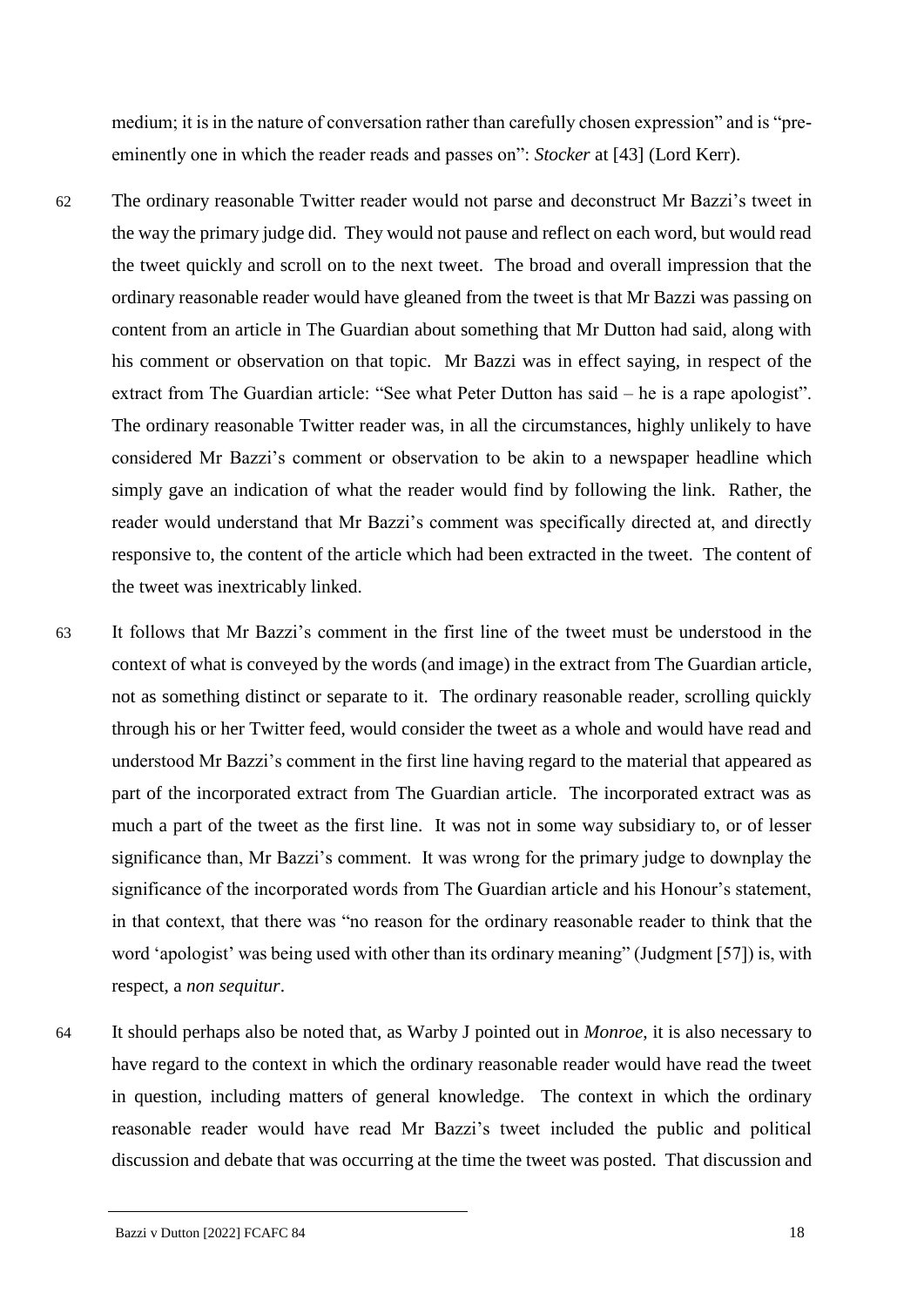medium; it is in the nature of conversation rather than carefully chosen expression" and is "pre-eminently one in which the reader reads and passes on": *Stocker* at [43] (Lord Kerr).

62 The ordinary reasonable Twitter reader would not parse and deconstruct Mr Bazzi's tweet in the way the primary judge did. They would not pause and reflect on each word, but would read the tweet quickly and scroll on to the next tweet. The broad and overall impression that the ordinary reasonable reader would have gleaned from the tweet is that Mr Bazzi was passing on content from an article in The Guardian about something that Mr Dutton had said, along with his comment or observation on that topic. Mr Bazzi was in effect saying, in respect of the extract from The Guardian article: "See what Peter Dutton has said – he is a rape apologist". The ordinary reasonable Twitter reader was, in all the circumstances, highly unlikely to have considered Mr Bazzi's comment or observation to be akin to a newspaper headline which simply gave an indication of what the reader would find by following the link. Rather, the reader would understand that Mr Bazzi's comment was specifically directed at, and directly responsive to, the content of the article which had been extracted in the tweet. The content of the tweet was inextricably linked.

63 It follows that Mr Bazzi's comment in the first line of the tweet must be understood in the context of what is conveyed by the words (and image) in the extract from The Guardian article, not as something distinct or separate to it. The ordinary reasonable reader, scrolling quickly through his or her Twitter feed, would consider the tweet as a whole and would have read and understood Mr Bazzi's comment in the first line having regard to the material that appeared as part of the incorporated extract from The Guardian article. The incorporated extract was as much a part of the tweet as the first line. It was not in some way subsidiary to, or of lesser significance than, Mr Bazzi's comment. It was wrong for the primary judge to downplay the significance of the incorporated words from The Guardian article and his Honour's statement, in that context, that there was "no reason for the ordinary reasonable reader to think that the word 'apologist' was being used with other than its ordinary meaning" (Judgment [57]) is, with respect, a *non sequitur*.

64 It should perhaps also be noted that, as Warby J pointed out in *Monroe*, it is also necessary to have regard to the context in which the ordinary reasonable reader would have read the tweet in question, including matters of general knowledge. The context in which the ordinary reasonable reader would have read Mr Bazzi's tweet included the public and political discussion and debate that was occurring at the time the tweet was posted. That discussion and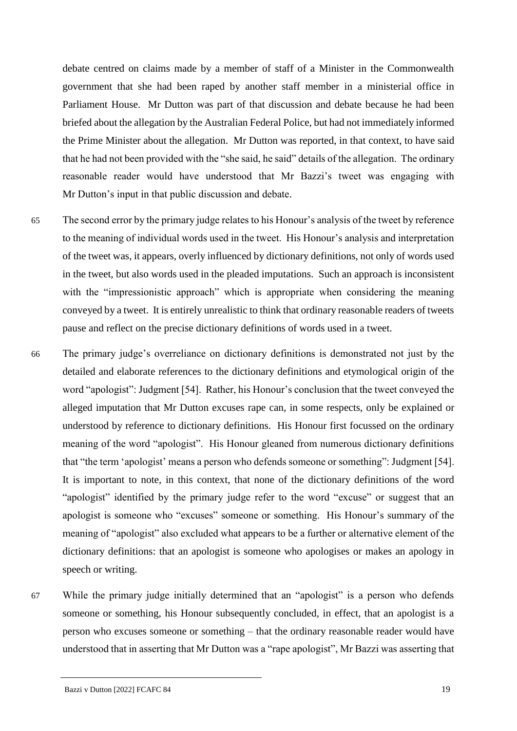debate centred on claims made by a member of staff of a Minister in the Commonwealth government that she had been raped by another staff member in a ministerial office in Parliament House. Mr Dutton was part of that discussion and debate because he had been briefed about the allegation by the Australian Federal Police, but had not immediately informed the Prime Minister about the allegation. Mr Dutton was reported, in that context, to have said that he had not been provided with the "she said, he said" details of the allegation. The ordinary reasonable reader would have understood that Mr Bazzi's tweet was engaging with Mr Dutton's input in that public discussion and debate.

65 The second error by the primary judge relates to his Honour's analysis of the tweet by reference to the meaning of individual words used in the tweet. His Honour's analysis and interpretation of the tweet was, it appears, overly influenced by dictionary definitions, not only of words used in the tweet, but also words used in the pleaded imputations. Such an approach is inconsistent with the "impressionistic approach" which is appropriate when considering the meaning conveyed by a tweet. It is entirely unrealistic to think that ordinary reasonable readers of tweets pause and reflect on the precise dictionary definitions of words used in a tweet.

66 The primary judge's overreliance on dictionary definitions is demonstrated not just by the detailed and elaborate references to the dictionary definitions and etymological origin of the word "apologist": Judgment [54]. Rather, his Honour's conclusion that the tweet conveyed the alleged imputation that Mr Dutton excuses rape can, in some respects, only be explained or understood by reference to dictionary definitions. His Honour first focussed on the ordinary meaning of the word "apologist". His Honour gleaned from numerous dictionary definitions that "the term 'apologist' means a person who defends someone or something": Judgment [54]. It is important to note, in this context, that none of the dictionary definitions of the word "apologist" identified by the primary judge refer to the word "excuse" or suggest that an apologist is someone who "excuses" someone or something. His Honour's summary of the meaning of "apologist" also excluded what appears to be a further or alternative element of the dictionary definitions: that an apologist is someone who apologises or makes an apology in speech or writing.

67 While the primary judge initially determined that an "apologist" is a person who defends someone or something, his Honour subsequently concluded, in effect, that an apologist is a person who excuses someone or something – that the ordinary reasonable reader would have understood that in asserting that Mr Dutton was a "rape apologist", Mr Bazzi was asserting that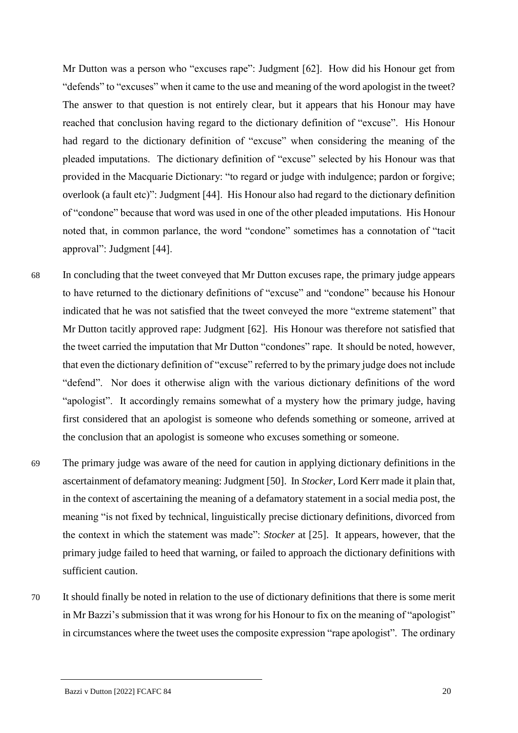Mr Dutton was a person who "excuses rape": Judgment [62]. How did his Honour get from "defends" to "excuses" when it came to the use and meaning of the word apologist in the tweet? The answer to that question is not entirely clear, but it appears that his Honour may have reached that conclusion having regard to the dictionary definition of "excuse". His Honour had regard to the dictionary definition of "excuse" when considering the meaning of the pleaded imputations. The dictionary definition of "excuse" selected by his Honour was that provided in the Macquarie Dictionary: "to regard or judge with indulgence; pardon or forgive; overlook (a fault etc)": Judgment [44]. His Honour also had regard to the dictionary definition of "condone" because that word was used in one of the other pleaded imputations. His Honour noted that, in common parlance, the word "condone" sometimes has a connotation of "tacit approval": Judgment [44].

68 In concluding that the tweet conveyed that Mr Dutton excuses rape, the primary judge appears to have returned to the dictionary definitions of "excuse" and "condone" because his Honour indicated that he was not satisfied that the tweet conveyed the more "extreme statement" that Mr Dutton tacitly approved rape: Judgment [62]. His Honour was therefore not satisfied that the tweet carried the imputation that Mr Dutton "condones" rape. It should be noted, however, that even the dictionary definition of "excuse" referred to by the primary judge does not include "defend". Nor does it otherwise align with the various dictionary definitions of the word "apologist". It accordingly remains somewhat of a mystery how the primary judge, having first considered that an apologist is someone who defends something or someone, arrived at the conclusion that an apologist is someone who excuses something or someone.

69 The primary judge was aware of the need for caution in applying dictionary definitions in the ascertainment of defamatory meaning: Judgment [50]. In *Stocker*, Lord Kerr made it plain that, in the context of ascertaining the meaning of a defamatory statement in a social media post, the meaning "is not fixed by technical, linguistically precise dictionary definitions, divorced from the context in which the statement was made": *Stocker* at [25]. It appears, however, that the primary judge failed to heed that warning, or failed to approach the dictionary definitions with sufficient caution.

70 It should finally be noted in relation to the use of dictionary definitions that there is some merit in Mr Bazzi's submission that it was wrong for his Honour to fix on the meaning of "apologist" in circumstances where the tweet uses the composite expression "rape apologist". The ordinary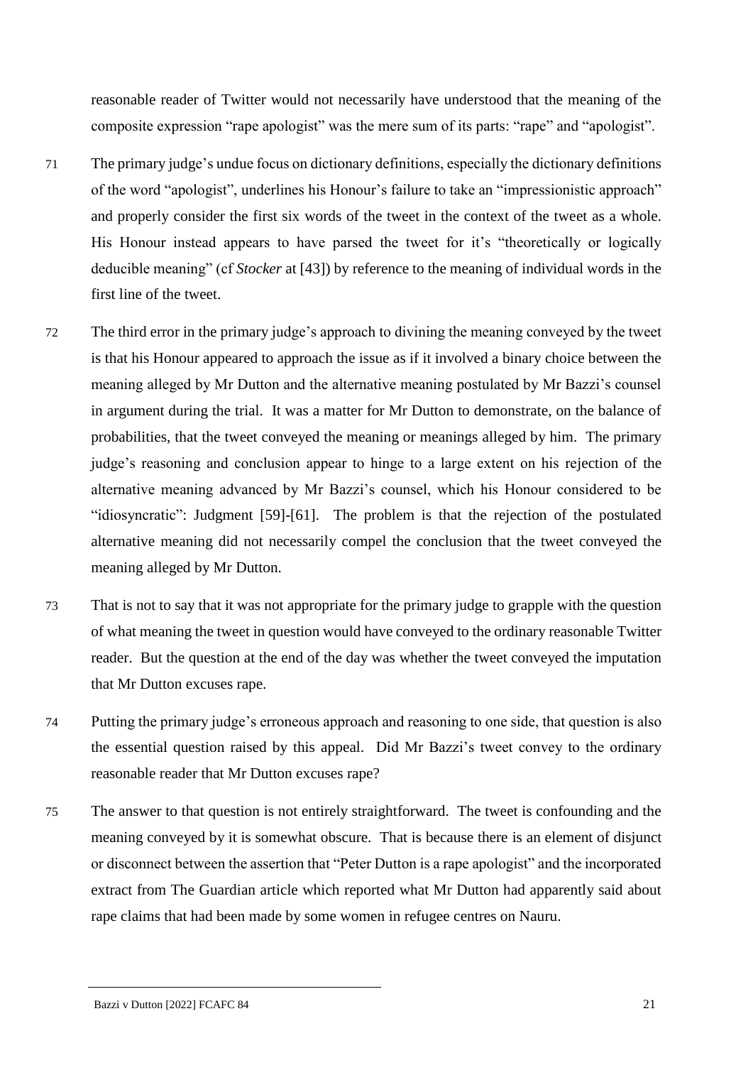reasonable reader of Twitter would not necessarily have understood that the meaning of the composite expression "rape apologist" was the mere sum of its parts: "rape" and "apologist".

71 The primary judge's undue focus on dictionary definitions, especially the dictionary definitions of the word "apologist", underlines his Honour's failure to take an "impressionistic approach" and properly consider the first six words of the tweet in the context of the tweet as a whole. His Honour instead appears to have parsed the tweet for it's "theoretically or logically deducible meaning" (cf *Stocker* at [43]) by reference to the meaning of individual words in the first line of the tweet.

72 The third error in the primary judge's approach to divining the meaning conveyed by the tweet is that his Honour appeared to approach the issue as if it involved a binary choice between the meaning alleged by Mr Dutton and the alternative meaning postulated by Mr Bazzi's counsel in argument during the trial. It was a matter for Mr Dutton to demonstrate, on the balance of probabilities, that the tweet conveyed the meaning or meanings alleged by him. The primary judge's reasoning and conclusion appear to hinge to a large extent on his rejection of the alternative meaning advanced by Mr Bazzi's counsel, which his Honour considered to be "idiosyncratic": Judgment [59]-[61]. The problem is that the rejection of the postulated alternative meaning did not necessarily compel the conclusion that the tweet conveyed the meaning alleged by Mr Dutton.

73 That is not to say that it was not appropriate for the primary judge to grapple with the question of what meaning the tweet in question would have conveyed to the ordinary reasonable Twitter reader. But the question at the end of the day was whether the tweet conveyed the imputation that Mr Dutton excuses rape.

74 Putting the primary judge's erroneous approach and reasoning to one side, that question is also the essential question raised by this appeal. Did Mr Bazzi's tweet convey to the ordinary reasonable reader that Mr Dutton excuses rape?

75 The answer to that question is not entirely straightforward. The tweet is confounding and the meaning conveyed by it is somewhat obscure. That is because there is an element of disjunct or disconnect between the assertion that "Peter Dutton is a rape apologist" and the incorporated extract from The Guardian article which reported what Mr Dutton had apparently said about rape claims that had been made by some women in refugee centres on Nauru.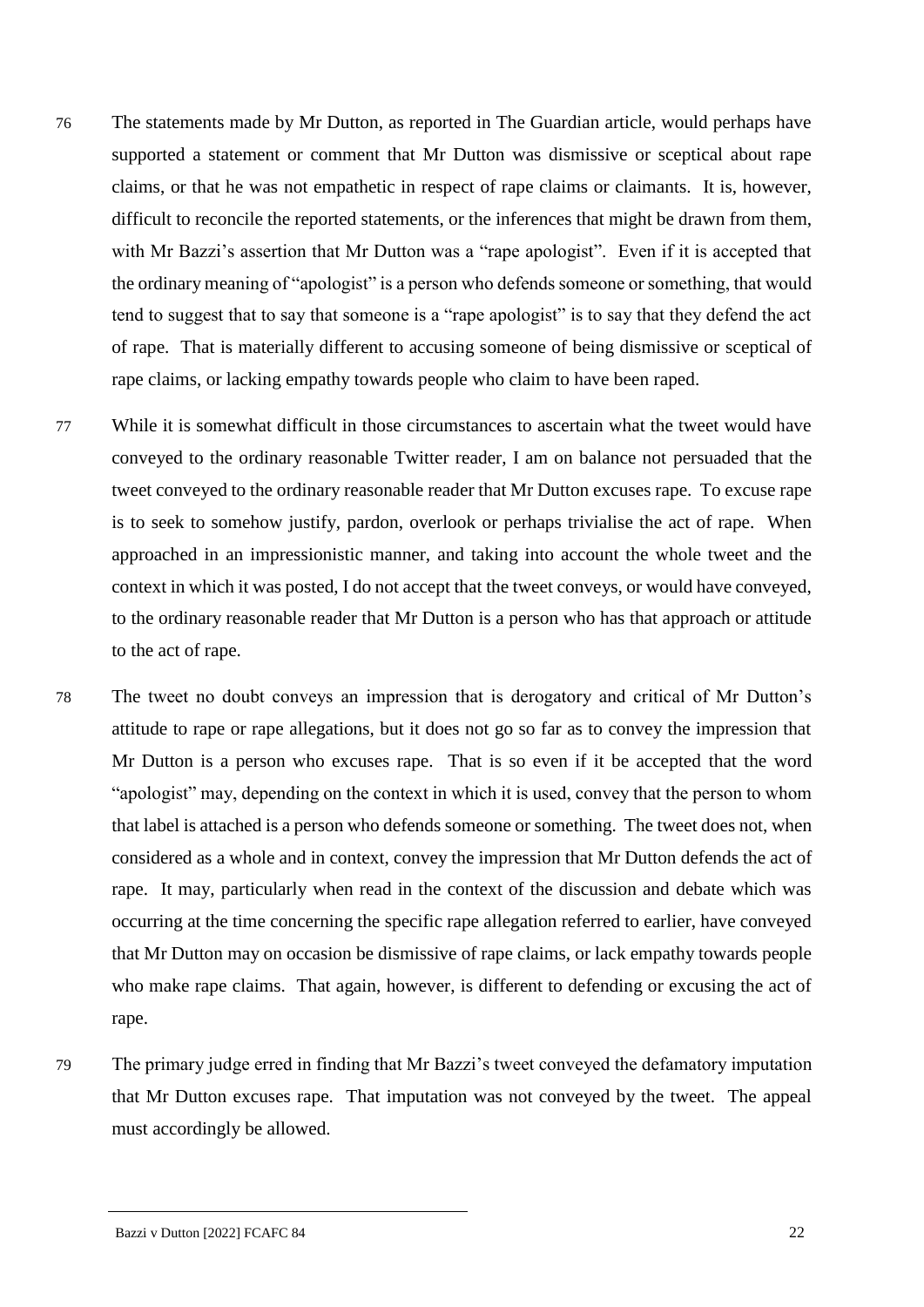76 The statements made by Mr Dutton, as reported in The Guardian article, would perhaps have supported a statement or comment that Mr Dutton was dismissive or sceptical about rape claims, or that he was not empathetic in respect of rape claims or claimants. It is, however, difficult to reconcile the reported statements, or the inferences that might be drawn from them, with Mr Bazzi's assertion that Mr Dutton was a "rape apologist". Even if it is accepted that the ordinary meaning of "apologist" is a person who defends someone or something, that would tend to suggest that to say that someone is a "rape apologist" is to say that they defend the act of rape. That is materially different to accusing someone of being dismissive or sceptical of rape claims, or lacking empathy towards people who claim to have been raped.

77 While it is somewhat difficult in those circumstances to ascertain what the tweet would have conveyed to the ordinary reasonable Twitter reader, I am on balance not persuaded that the tweet conveyed to the ordinary reasonable reader that Mr Dutton excuses rape. To excuse rape is to seek to somehow justify, pardon, overlook or perhaps trivialise the act of rape. When approached in an impressionistic manner, and taking into account the whole tweet and the context in which it was posted, I do not accept that the tweet conveys, or would have conveyed, to the ordinary reasonable reader that Mr Dutton is a person who has that approach or attitude to the act of rape.

78 The tweet no doubt conveys an impression that is derogatory and critical of Mr Dutton's attitude to rape or rape allegations, but it does not go so far as to convey the impression that Mr Dutton is a person who excuses rape. That is so even if it be accepted that the word "apologist" may, depending on the context in which it is used, convey that the person to whom that label is attached is a person who defends someone or something. The tweet does not, when considered as a whole and in context, convey the impression that Mr Dutton defends the act of rape. It may, particularly when read in the context of the discussion and debate which was occurring at the time concerning the specific rape allegation referred to earlier, have conveyed that Mr Dutton may on occasion be dismissive of rape claims, or lack empathy towards people who make rape claims. That again, however, is different to defending or excusing the act of rape.

79 The primary judge erred in finding that Mr Bazzi's tweet conveyed the defamatory imputation that Mr Dutton excuses rape. That imputation was not conveyed by the tweet. The appeal must accordingly be allowed.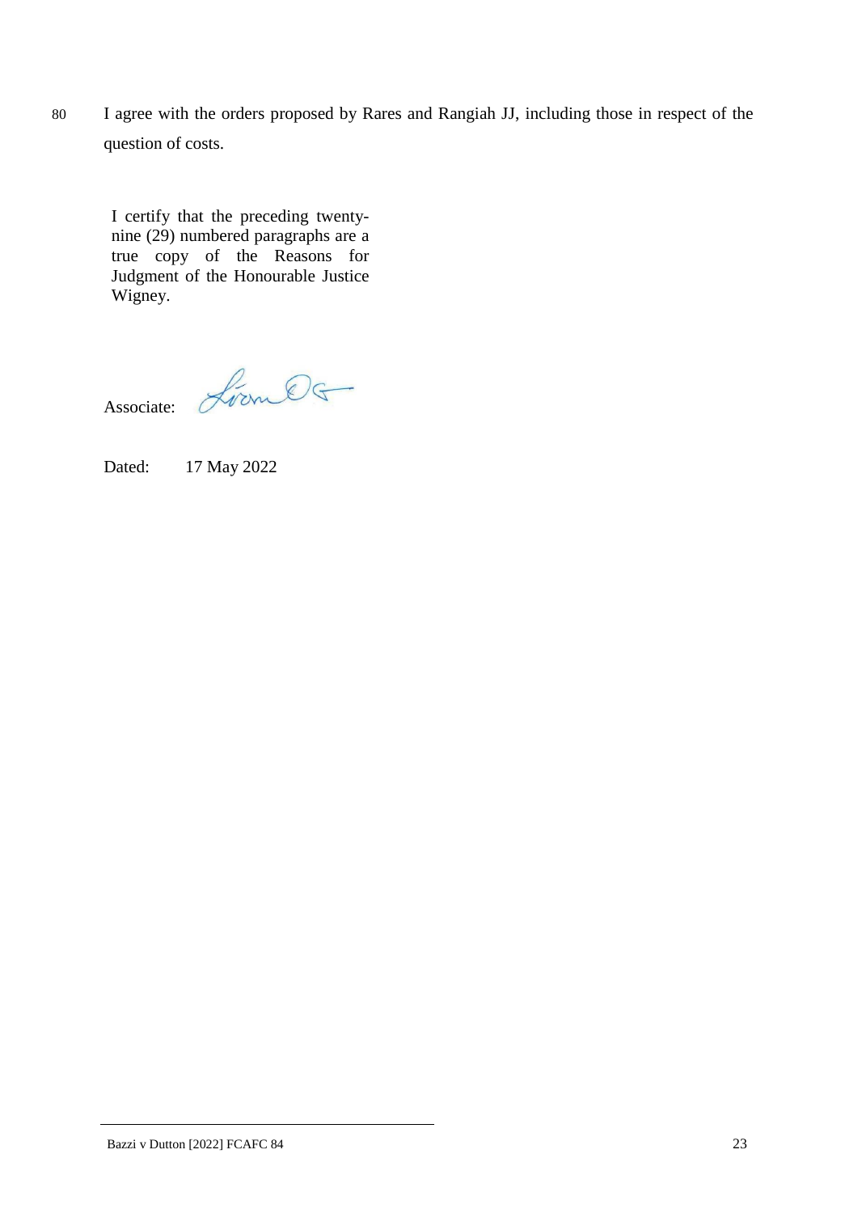80 I agree with the orders proposed by Rares and Rangiah JJ, including those in respect of the question of costs.

I certify that the preceding twenty-nine (29) numbered paragraphs are a true copy of the Reasons for Judgment of the Honourable Justice Wigney.

Associate:

Dated: 17 May 2022